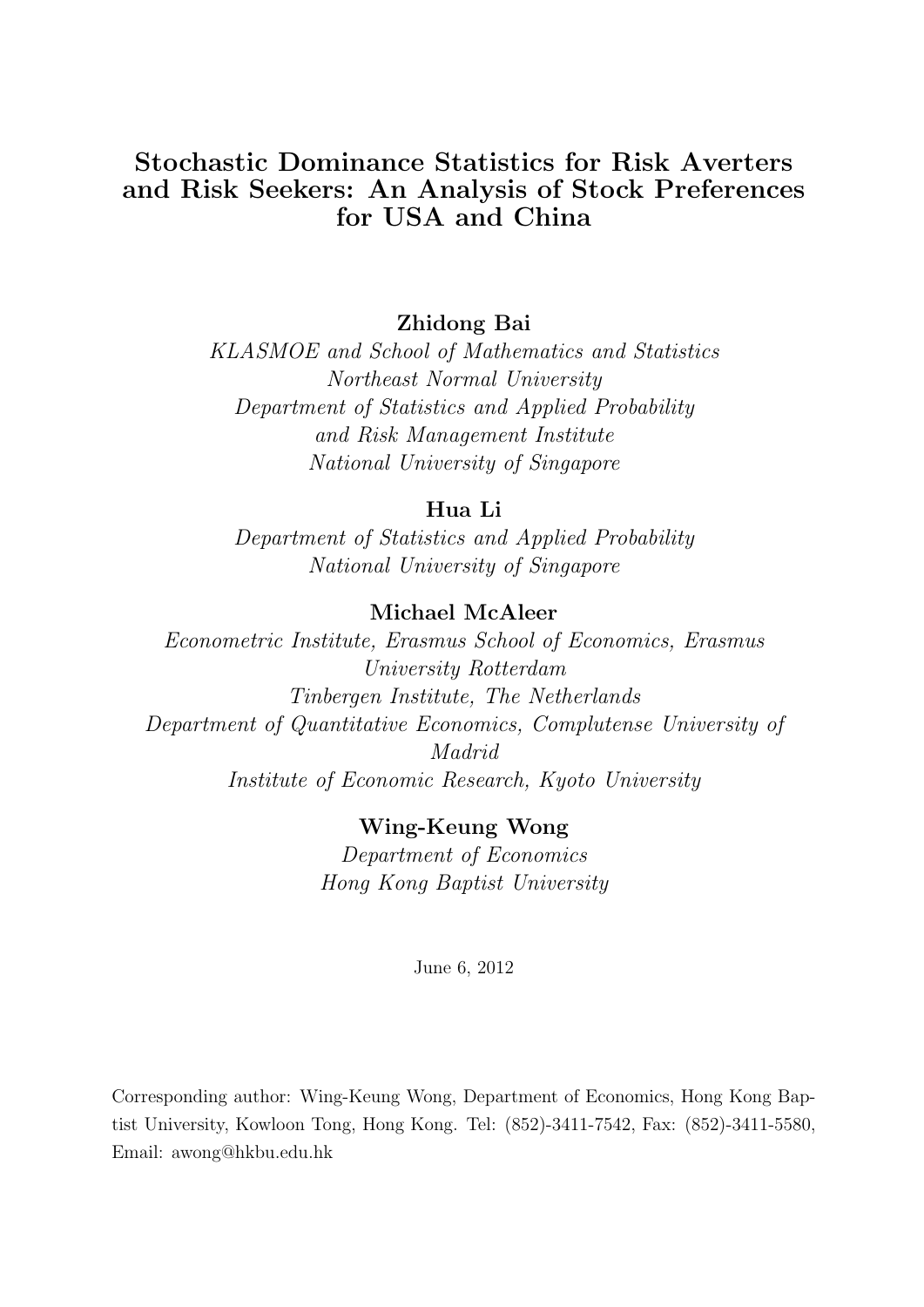# Stochastic Dominance Statistics for Risk Averters and Risk Seekers: An Analysis of Stock Preferences for USA and China

**Zhidong Bai**

*KLASMOE and School of Mathematics and Statistics*
*Northeast Normal University*
*Department of Statistics and Applied Probability*
*and Risk Management Institute*
*National University of Singapore*

**Hua Li**

*Department of Statistics and Applied Probability*
*National University of Singapore*

**Michael McAleer**

*Econometric Institute, Erasmus School of Economics, Erasmus University Rotterdam*
*Tinbergen Institute, The Netherlands*
*Department of Quantitative Economics, Complutense University of Madrid*
*Institute of Economic Research, Kyoto University*

**Wing-Keung Wong**

*Department of Economics*
*Hong Kong Baptist University*

June 6, 2012

Corresponding author: Wing-Keung Wong, Department of Economics, Hong Kong Baptist University, Kowloon Tong, Hong Kong. Tel: (852)-3411-7542, Fax: (852)-3411-5580, Email: awong@hkbu.edu.hk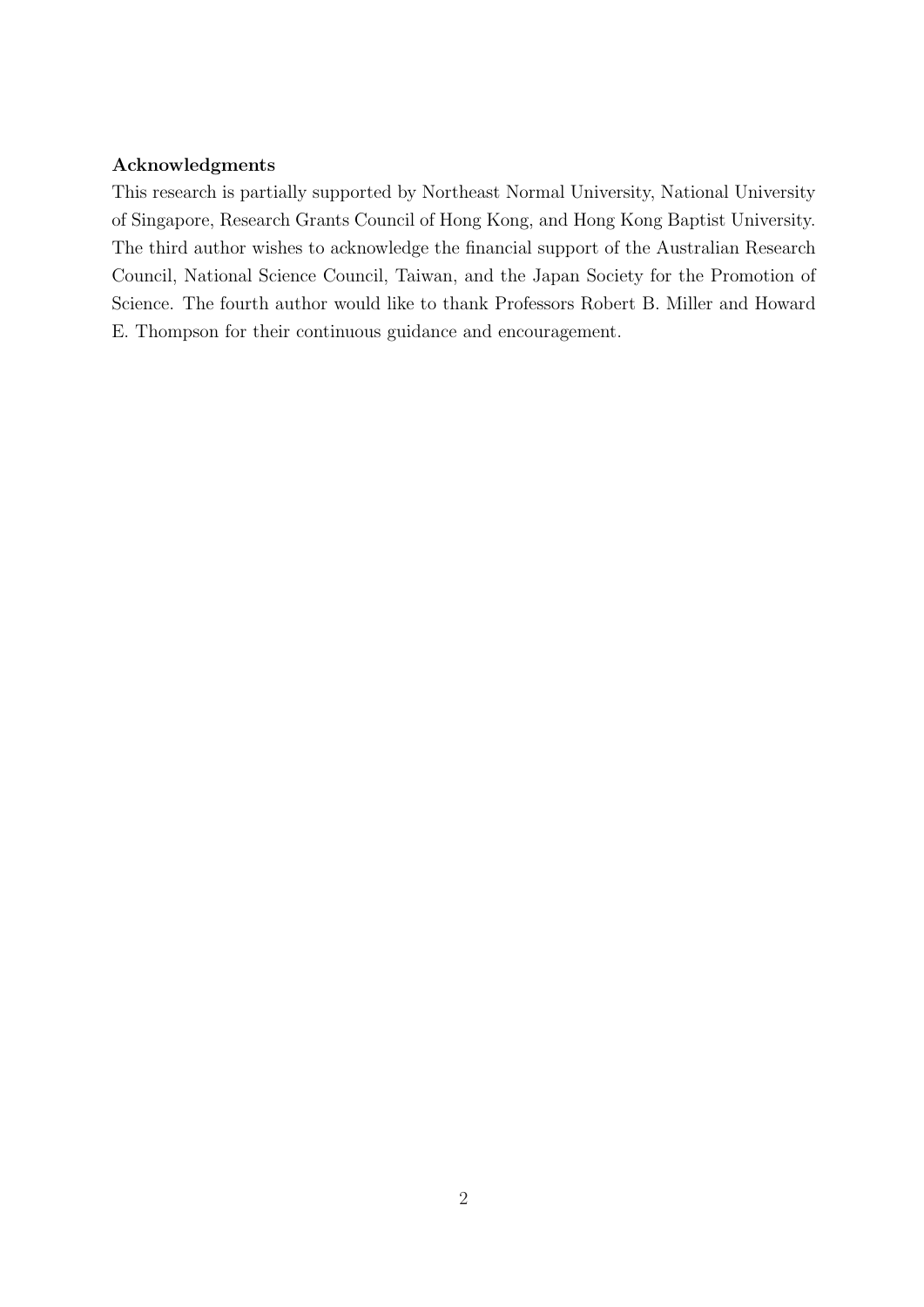**Acknowledgments**

This research is partially supported by Northeast Normal University, National University of Singapore, Research Grants Council of Hong Kong, and Hong Kong Baptist University. The third author wishes to acknowledge the financial support of the Australian Research Council, National Science Council, Taiwan, and the Japan Society for the Promotion of Science. The fourth author would like to thank Professors Robert B. Miller and Howard E. Thompson for their continuous guidance and encouragement.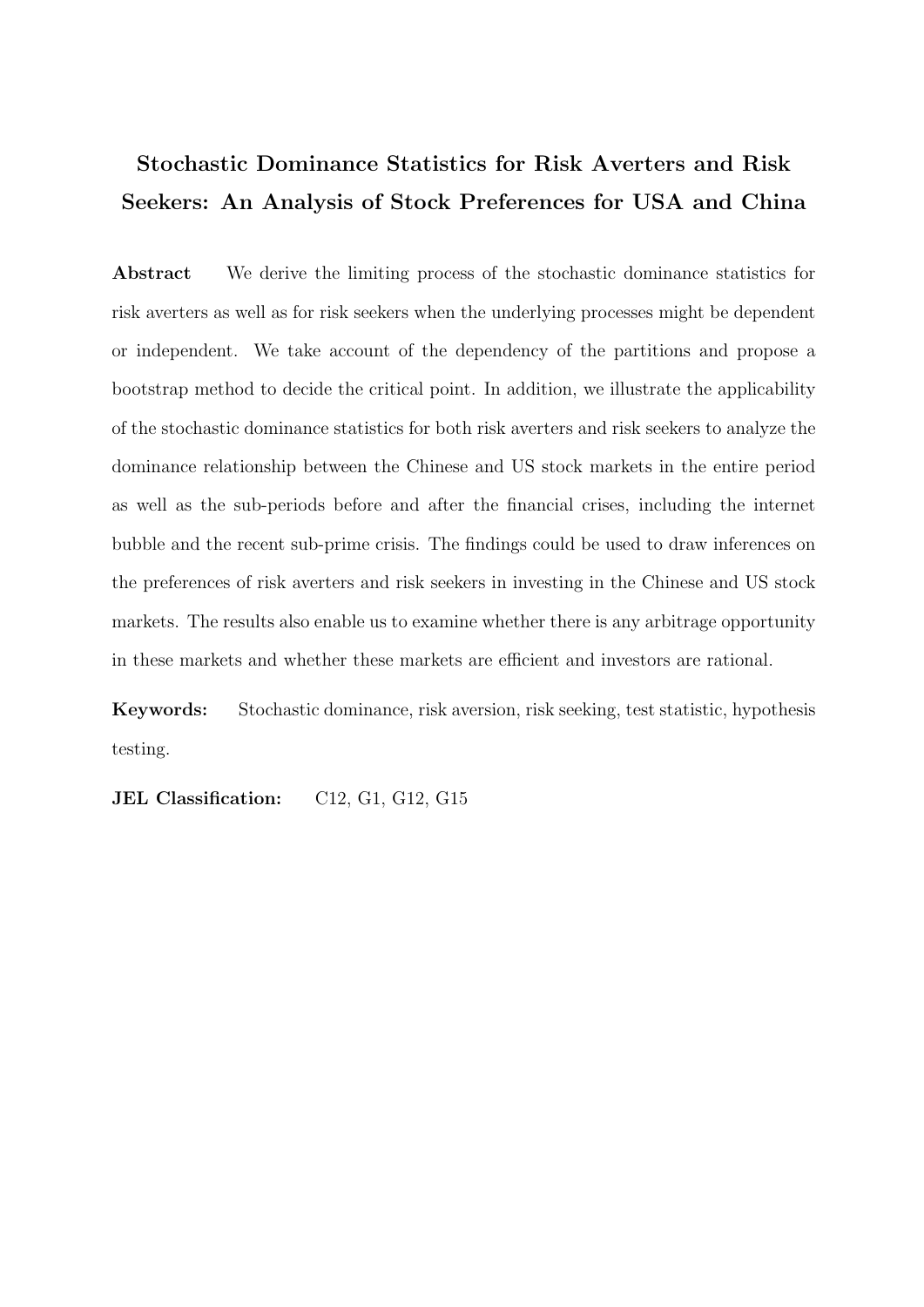# Stochastic Dominance Statistics for Risk Averters and Risk Seekers: An Analysis of Stock Preferences for USA and China

**Abstract** We derive the limiting process of the stochastic dominance statistics for risk averters as well as for risk seekers when the underlying processes might be dependent or independent. We take account of the dependency of the partitions and propose a bootstrap method to decide the critical point. In addition, we illustrate the applicability of the stochastic dominance statistics for both risk averters and risk seekers to analyze the dominance relationship between the Chinese and US stock markets in the entire period as well as the sub-periods before and after the financial crises, including the internet bubble and the recent sub-prime crisis. The findings could be used to draw inferences on the preferences of risk averters and risk seekers in investing in the Chinese and US stock markets. The results also enable us to examine whether there is any arbitrage opportunity in these markets and whether these markets are efficient and investors are rational.

**Keywords:** Stochastic dominance, risk aversion, risk seeking, test statistic, hypothesis testing.

**JEL Classification:** C12, G1, G12, G15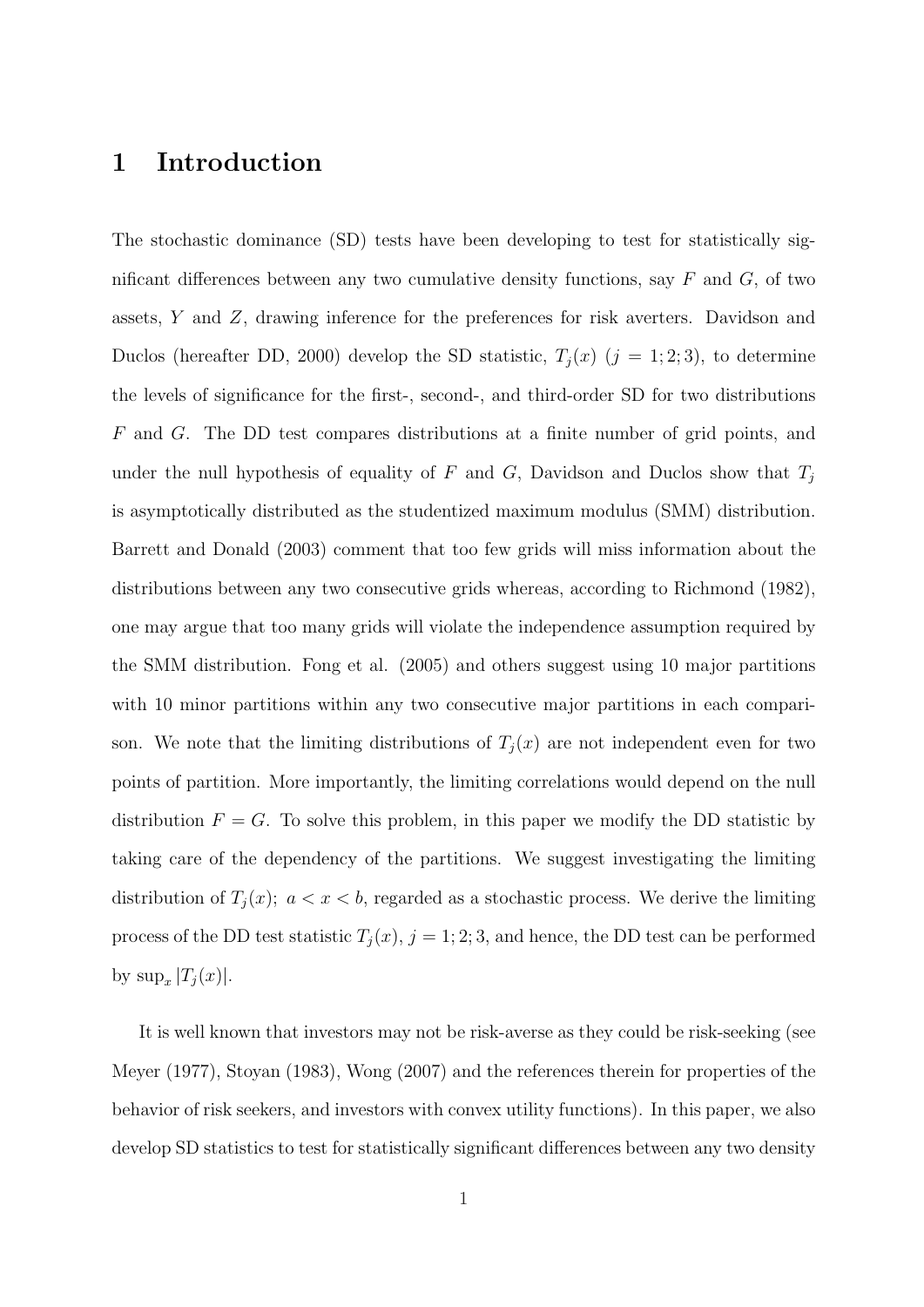# 1 Introduction

The stochastic dominance (SD) tests have been developing to test for statistically significant differences between any two cumulative density functions, say $F$ and $G$, of two assets, $Y$ and $Z$, drawing inference for the preferences for risk averters. Davidson and Duclos (hereafter DD, 2000) develop the SD statistic, $T_j(x)$ ($j = 1; 2; 3$), to determine the levels of significance for the first-, second-, and third-order SD for two distributions $F$ and $G$. The DD test compares distributions at a finite number of grid points, and under the null hypothesis of equality of $F$ and $G$, Davidson and Duclos show that $T_j$ is asymptotically distributed as the studentized maximum modulus (SMM) distribution. Barrett and Donald (2003) comment that too few grids will miss information about the distributions between any two consecutive grids whereas, according to Richmond (1982), one may argue that too many grids will violate the independence assumption required by the SMM distribution. Fong et al. (2005) and others suggest using 10 major partitions with 10 minor partitions within any two consecutive major partitions in each comparison. We note that the limiting distributions of $T_j(x)$ are not independent even for two points of partition. More importantly, the limiting correlations would depend on the null distribution $F = G$. To solve this problem, in this paper we modify the DD statistic by taking care of the dependency of the partitions. We suggest investigating the limiting distribution of $T_j(x);\ a < x < b$, regarded as a stochastic process. We derive the limiting process of the DD test statistic $T_j(x)$, $j = 1; 2; 3$, and hence, the DD test can be performed by $\sup_x |T_j(x)|$.

It is well known that investors may not be risk-averse as they could be risk-seeking (see Meyer (1977), Stoyan (1983), Wong (2007) and the references therein for properties of the behavior of risk seekers, and investors with convex utility functions). In this paper, we also develop SD statistics to test for statistically significant differences between any two density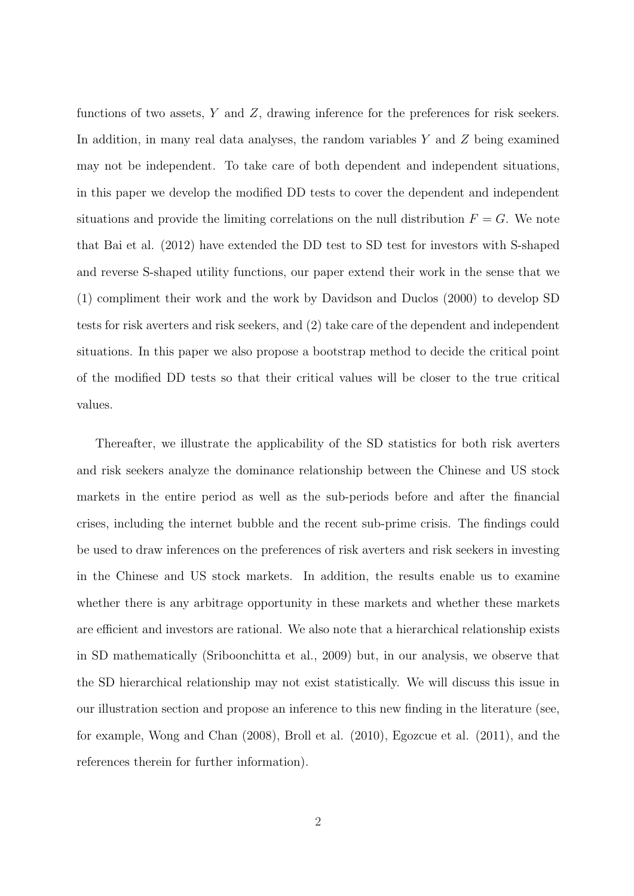functions of two assets, $Y$ and $Z$, drawing inference for the preferences for risk seekers. In addition, in many real data analyses, the random variables $Y$ and $Z$ being examined may not be independent. To take care of both dependent and independent situations, in this paper we develop the modified DD tests to cover the dependent and independent situations and provide the limiting correlations on the null distribution $F = G$. We note that Bai et al. (2012) have extended the DD test to SD test for investors with S-shaped and reverse S-shaped utility functions, our paper extend their work in the sense that we (1) compliment their work and the work by Davidson and Duclos (2000) to develop SD tests for risk averters and risk seekers, and (2) take care of the dependent and independent situations. In this paper we also propose a bootstrap method to decide the critical point of the modified DD tests so that their critical values will be closer to the true critical values.

Thereafter, we illustrate the applicability of the SD statistics for both risk averters and risk seekers analyze the dominance relationship between the Chinese and US stock markets in the entire period as well as the sub-periods before and after the financial crises, including the internet bubble and the recent sub-prime crisis. The findings could be used to draw inferences on the preferences of risk averters and risk seekers in investing in the Chinese and US stock markets. In addition, the results enable us to examine whether there is any arbitrage opportunity in these markets and whether these markets are efficient and investors are rational. We also note that a hierarchical relationship exists in SD mathematically (Sriboonchitta et al., 2009) but, in our analysis, we observe that the SD hierarchical relationship may not exist statistically. We will discuss this issue in our illustration section and propose an inference to this new finding in the literature (see, for example, Wong and Chan (2008), Broll et al. (2010), Egozcue et al. (2011), and the references therein for further information).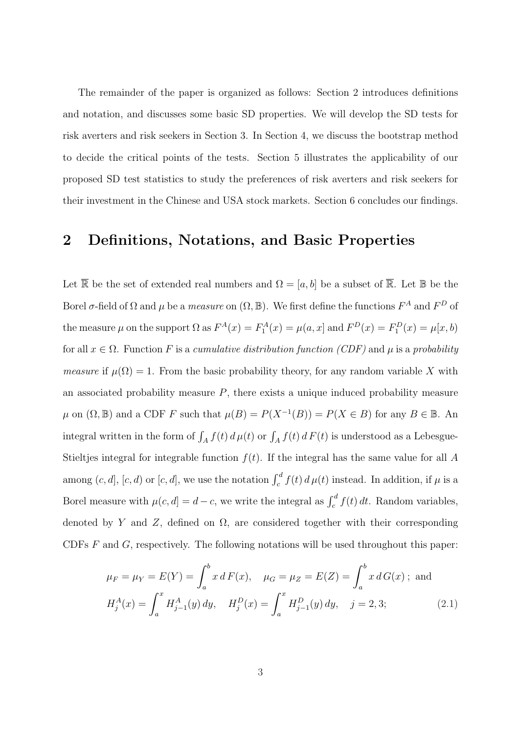The remainder of the paper is organized as follows: Section 2 introduces definitions and notation, and discusses some basic SD properties. We will develop the SD tests for risk averters and risk seekers in Section 3. In Section 4, we discuss the bootstrap method to decide the critical points of the tests. Section 5 illustrates the applicability of our proposed SD test statistics to study the preferences of risk averters and risk seekers for their investment in the Chinese and USA stock markets. Section 6 concludes our findings.

## 2 Definitions, Notations, and Basic Properties

Let $\overline{\mathbb{R}}$ be the set of extended real numbers and $\Omega = [a, b]$ be a subset of $\overline{\mathbb{R}}$. Let $\mathbb{B}$ be the Borel $\sigma$-field of $\Omega$ and $\mu$ be a *measure* on $(\Omega, \mathbb{B})$. We first define the functions $F^A$ and $F^D$ of the measure $\mu$ on the support $\Omega$ as $F^A(x) = F_1^A(x) = \mu(a, x]$ and $F^D(x) = F_1^D(x) = \mu[x, b)$ for all $x \in \Omega$. Function $F$ is a *cumulative distribution function (CDF)* and $\mu$ is a *probability measure* if $\mu(\Omega) = 1$. From the basic probability theory, for any random variable $X$ with an associated probability measure $P$, there exists a unique induced probability measure $\mu$ on $(\Omega, \mathbb{B})$ and a CDF $F$ such that $\mu(B) = P(X^{-1}(B)) = P(X \in B)$ for any $B \in \mathbb{B}$. An integral written in the form of $\int_A f(t)\, d\,\mu(t)$ or $\int_A f(t)\, d\,F(t)$ is understood as a Lebesgue-Stieltjes integral for integrable function $f(t)$. If the integral has the same value for all $A$ among $(c, d]$, $[c, d)$ or $[c, d]$, we use the notation $\int_c^d f(t)\, d\,\mu(t)$ instead. In addition, if $\mu$ is a Borel measure with $\mu(c, d] = d - c$, we write the integral as $\int_c^d f(t)\, dt$. Random variables, denoted by $Y$ and $Z$, defined on $\Omega$, are considered together with their corresponding CDFs $F$ and $G$, respectively. The following notations will be used throughout this paper:

$$
\begin{aligned}
\mu_F &= \mu_Y = E(Y) = \int_a^b x\, d\,F(x), \quad \mu_G = \mu_Z = E(Z) = \int_a^b x\, d\,G(x)\,; \text{ and} \\
H_j^A(x) &= \int_a^x H_{j-1}^A(y)\, dy, \quad H_j^D(x) = \int_a^x H_{j-1}^D(y)\, dy, \quad j = 2, 3; \qquad (2.1)
\end{aligned}
$$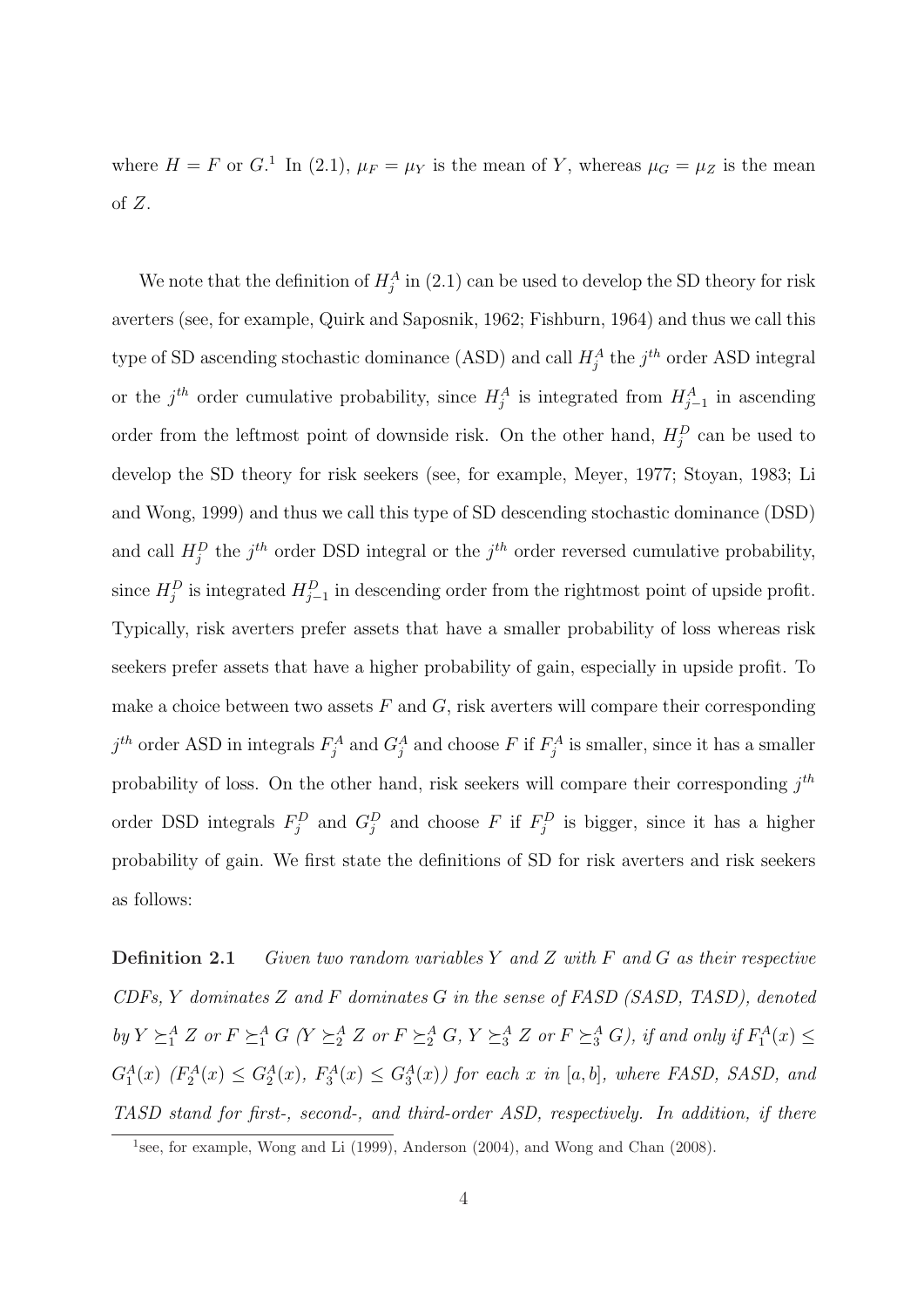where $H = F$ or $G$.[1] In (2.1), $\mu_F = \mu_Y$ is the mean of $Y$, whereas $\mu_G = \mu_Z$ is the mean of $Z$.

We note that the definition of $H_j^A$ in (2.1) can be used to develop the SD theory for risk averters (see, for example, Quirk and Saposnik, 1962; Fishburn, 1964) and thus we call this type of SD ascending stochastic dominance (ASD) and call $H_j^A$ the $j^{th}$ order ASD integral or the $j^{th}$ order cumulative probability, since $H_j^A$ is integrated from $H_{j-1}^A$ in ascending order from the leftmost point of downside risk. On the other hand, $H_j^D$ can be used to develop the SD theory for risk seekers (see, for example, Meyer, 1977; Stoyan, 1983; Li and Wong, 1999) and thus we call this type of SD descending stochastic dominance (DSD) and call $H_j^D$ the $j^{th}$ order DSD integral or the $j^{th}$ order reversed cumulative probability, since $H_j^D$ is integrated $H_{j-1}^D$ in descending order from the rightmost point of upside profit. Typically, risk averters prefer assets that have a smaller probability of loss whereas risk seekers prefer assets that have a higher probability of gain, especially in upside profit. To make a choice between two assets $F$ and $G$, risk averters will compare their corresponding $j^{th}$ order ASD in integrals $F_j^A$ and $G_j^A$ and choose $F$ if $F_j^A$ is smaller, since it has a smaller probability of loss. On the other hand, risk seekers will compare their corresponding $j^{th}$ order DSD integrals $F_j^D$ and $G_j^D$ and choose $F$ if $F_j^D$ is bigger, since it has a higher probability of gain. We first state the definitions of SD for risk averters and risk seekers as follows:

**Definition 2.1** *Given two random variables $Y$ and $Z$ with $F$ and $G$ as their respective CDFs, $Y$ dominates $Z$ and $F$ dominates $G$ in the sense of FASD (SASD, TASD), denoted by $Y \succeq_1^A Z$ or $F \succeq_1^A G$ ($Y \succeq_2^A Z$ or $F \succeq_2^A G$, $Y \succeq_3^A Z$ or $F \succeq_3^A G$), if and only if $F_1^A(x) \leq G_1^A(x)$ ($F_2^A(x) \leq G_2^A(x)$, $F_3^A(x) \leq G_3^A(x)$) for each $x$ in $[a, b]$, where FASD, SASD, and TASD stand for first-, second-, and third-order ASD, respectively. In addition, if there*

[1] see, for example, Wong and Li (1999), Anderson (2004), and Wong and Chan (2008).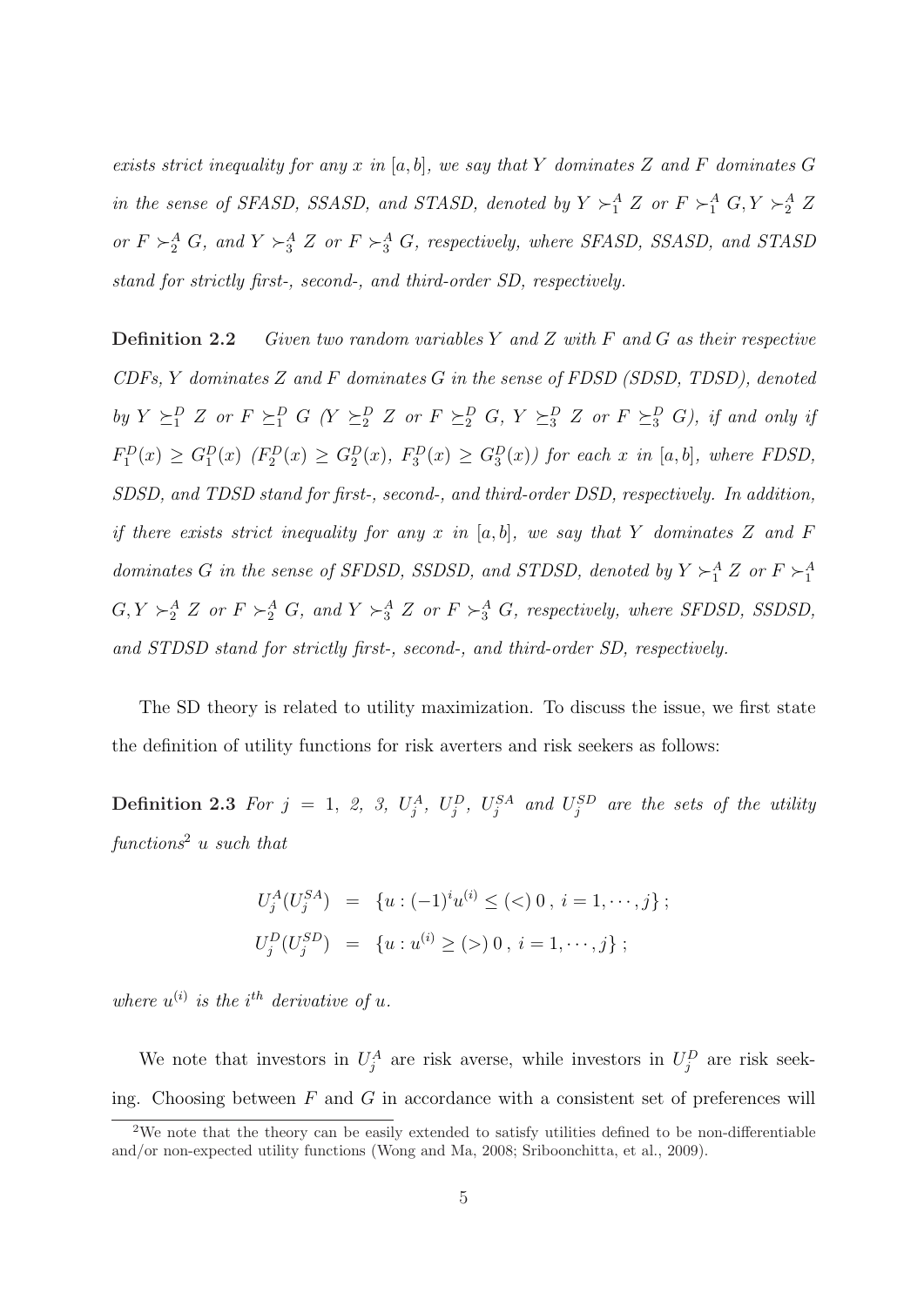*exists strict inequality for any $x$ in $[a, b]$, we say that $Y$ dominates $Z$ and $F$ dominates $G$ in the sense of SFASD, SSASD, and STASD, denoted by $Y \succ_1^A Z$ or $F \succ_1^A G, Y \succ_2^A Z$ or $F \succ_2^A G$, and $Y \succ_3^A Z$ or $F \succ_3^A G$, respectively, where SFASD, SSASD, and STASD stand for strictly first-, second-, and third-order SD, respectively.*

**Definition 2.2** *Given two random variables $Y$ and $Z$ with $F$ and $G$ as their respective CDFs, $Y$ dominates $Z$ and $F$ dominates $G$ in the sense of FDSD (SDSD, TDSD), denoted by $Y \succeq_1^D Z$ or $F \succeq_1^D G$ ($Y \succeq_2^D Z$ or $F \succeq_2^D G$, $Y \succeq_3^D Z$ or $F \succeq_3^D G$), if and only if $F_1^D(x) \geq G_1^D(x)$ ($F_2^D(x) \geq G_2^D(x)$, $F_3^D(x) \geq G_3^D(x)$) for each $x$ in $[a, b]$, where FDSD, SDSD, and TDSD stand for first-, second-, and third-order DSD, respectively. In addition, if there exists strict inequality for any $x$ in $[a, b]$, we say that $Y$ dominates $Z$ and $F$ dominates $G$ in the sense of SFDSD, SSDSD, and STDSD, denoted by $Y \succ_1^A Z$ or $F \succ_1^A G, Y \succ_2^A Z$ or $F \succ_2^A G$, and $Y \succ_3^A Z$ or $F \succ_3^A G$, respectively, where SFDSD, SSDSD, and STDSD stand for strictly first-, second-, and third-order SD, respectively.*

The SD theory is related to utility maximization. To discuss the issue, we first state the definition of utility functions for risk averters and risk seekers as follows:

**Definition 2.3** *For $j$ = 1, 2, 3, $U_j^A$, $U_j^D$, $U_j^{SA}$ and $U_j^{SD}$ are the sets of the utility functions[2] $u$ such that*

$$
\begin{aligned}
U_j^A(U_j^{SA}) &= \{u : (-1)^i u^{(i)} \leq (<) \, 0 \, , \, i = 1, \cdots, j\} \, ; \\
U_j^D(U_j^{SD}) &= \{u : u^{(i)} \geq (>) \, 0 \, , \, i = 1, \cdots, j\} \, ;
\end{aligned}
$$

*where $u^{(i)}$ is the $i^{th}$ derivative of $u$.*

We note that investors in $U_j^A$ are risk averse, while investors in $U_j^D$ are risk seeking. Choosing between $F$ and $G$ in accordance with a consistent set of preferences will

[2] We note that the theory can be easily extended to satisfy utilities defined to be non-differentiable and/or non-expected utility functions (Wong and Ma, 2008; Sriboonchitta, et al., 2009).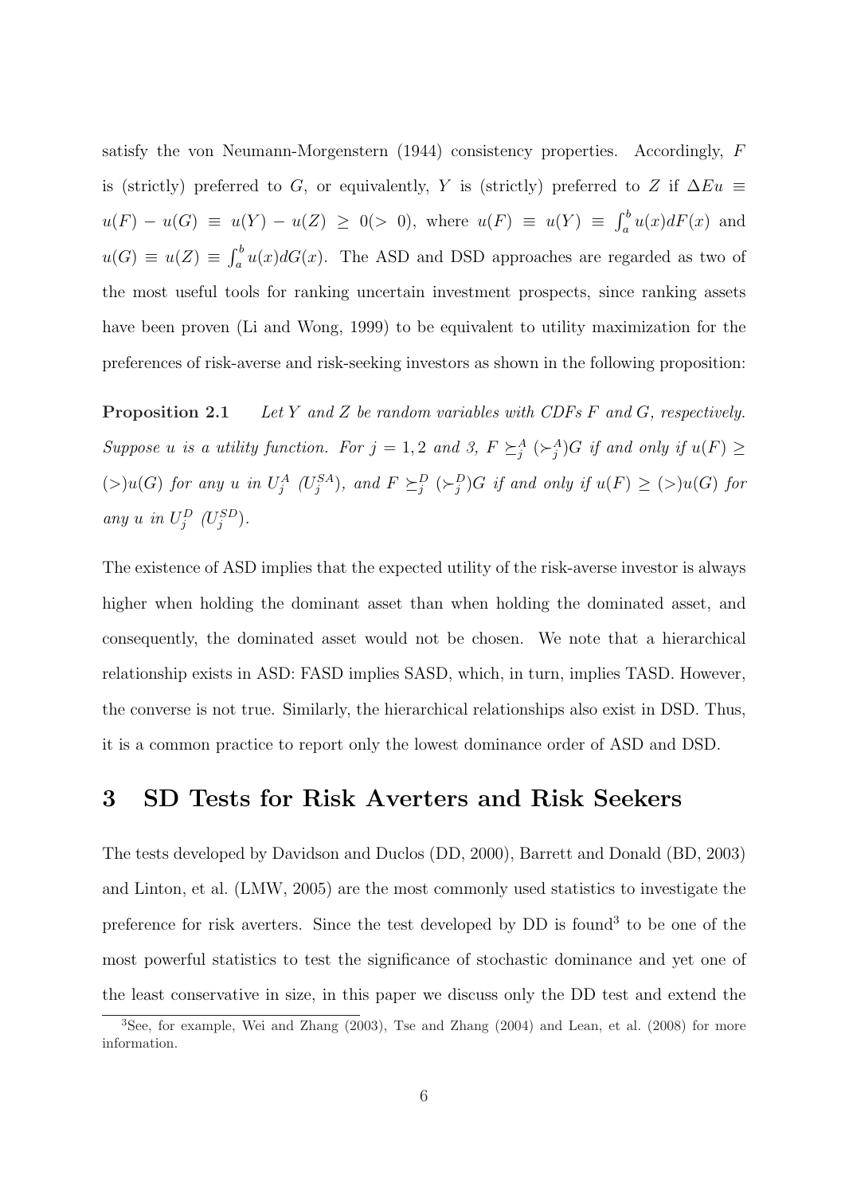satisfy the von Neumann-Morgenstern (1944) consistency properties. Accordingly, $F$ is (strictly) preferred to $G$, or equivalently, $Y$ is (strictly) preferred to $Z$ if $\Delta Eu \equiv u(F) - u(G) \equiv u(Y) - u(Z) \geq 0 (> 0)$, where $u(F) \equiv u(Y) \equiv \int_a^b u(x)dF(x)$ and $u(G) \equiv u(Z) \equiv \int_a^b u(x)dG(x)$. The ASD and DSD approaches are regarded as two of the most useful tools for ranking uncertain investment prospects, since ranking assets have been proven (Li and Wong, 1999) to be equivalent to utility maximization for the preferences of risk-averse and risk-seeking investors as shown in the following proposition:

**Proposition 2.1** *Let $Y$ and $Z$ be random variables with CDFs $F$ and $G$, respectively. Suppose $u$ is a utility function. For $j = 1, 2$ and 3, $F \succeq_j^A (\succ_j^A) G$ if and only if $u(F) \geq (>) u(G)$ for any $u$ in $U_j^A$ ($U_j^{SA}$), and $F \succeq_j^D (\succ_j^D) G$ if and only if $u(F) \geq (>) u(G)$ for any $u$ in $U_j^D$ ($U_j^{SD}$).*

The existence of ASD implies that the expected utility of the risk-averse investor is always higher when holding the dominant asset than when holding the dominated asset, and consequently, the dominated asset would not be chosen. We note that a hierarchical relationship exists in ASD: FASD implies SASD, which, in turn, implies TASD. However, the converse is not true. Similarly, the hierarchical relationships also exist in DSD. Thus, it is a common practice to report only the lowest dominance order of ASD and DSD.

# 3 SD Tests for Risk Averters and Risk Seekers

The tests developed by Davidson and Duclos (DD, 2000), Barrett and Donald (BD, 2003) and Linton, et al. (LMW, 2005) are the most commonly used statistics to investigate the preference for risk averters. Since the test developed by DD is found[3] to be one of the most powerful statistics to test the significance of stochastic dominance and yet one of the least conservative in size, in this paper we discuss only the DD test and extend the

[3] See, for example, Wei and Zhang (2003), Tse and Zhang (2004) and Lean, et al. (2008) for more information.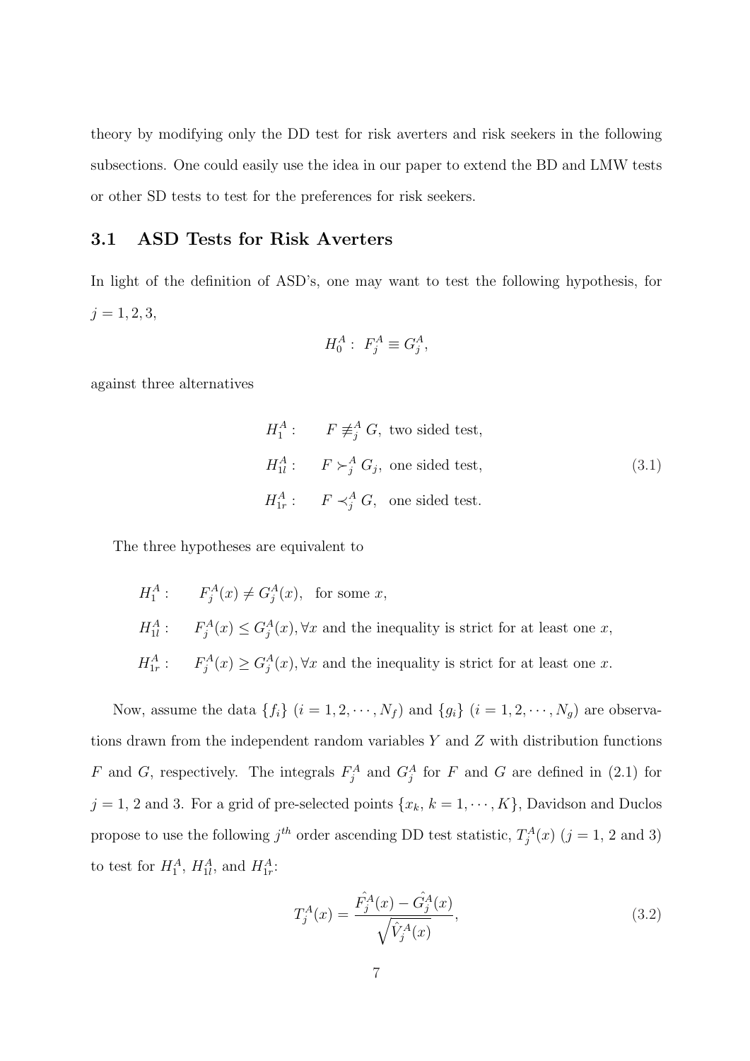theory by modifying only the DD test for risk averters and risk seekers in the following subsections. One could easily use the idea in our paper to extend the BD and LMW tests or other SD tests to test for the preferences for risk seekers.

### 3.1 ASD Tests for Risk Averters

In light of the definition of ASD's, one may want to test the following hypothesis, for $j = 1, 2, 3,$

$$H_0^A: \ F_j^A \equiv G_j^A,$$

against three alternatives

$$\begin{aligned} H_1^A: & \quad F \not\equiv_j^A G, \text{ two sided test,} \\ H_{1l}^A: & \quad F \succ_j^A G_j, \text{ one sided test,} \\ H_{1r}^A: & \quad F \prec_j^A G, \text{ one sided test.} \end{aligned} \tag{3.1}$$

The three hypotheses are equivalent to

$H_1^A$: $\quad F_j^A(x) \neq G_j^A(x)$, for some $x$,

$H_{1l}^A$: $\quad F_j^A(x) \leq G_j^A(x), \forall x$ and the inequality is strict for at least one $x$,

$H_{1r}^A$: $\quad F_j^A(x) \geq G_j^A(x), \forall x$ and the inequality is strict for at least one $x$.

Now, assume the data $\{f_i\}$ $(i = 1, 2, \cdots, N_f)$ and $\{g_i\}$ $(i = 1, 2, \cdots, N_g)$ are observations drawn from the independent random variables $Y$ and $Z$ with distribution functions $F$ and $G$, respectively. The integrals $F_j^A$ and $G_j^A$ for $F$ and $G$ are defined in (2.1) for $j = 1$, 2 and 3. For a grid of pre-selected points $\{x_k, k = 1, \cdots, K\}$, Davidson and Duclos propose to use the following $j^{th}$ order ascending DD test statistic, $T_j^A(x)$ ($j = 1$, 2 and 3) to test for $H_1^A$, $H_{1l}^A$, and $H_{1r}^A$:

$$T_j^A(x) = \frac{\hat{F_j^A}(x) - \hat{G_j^A}(x)}{\sqrt{\hat{V_j^A}(x)}}, \tag{3.2}$$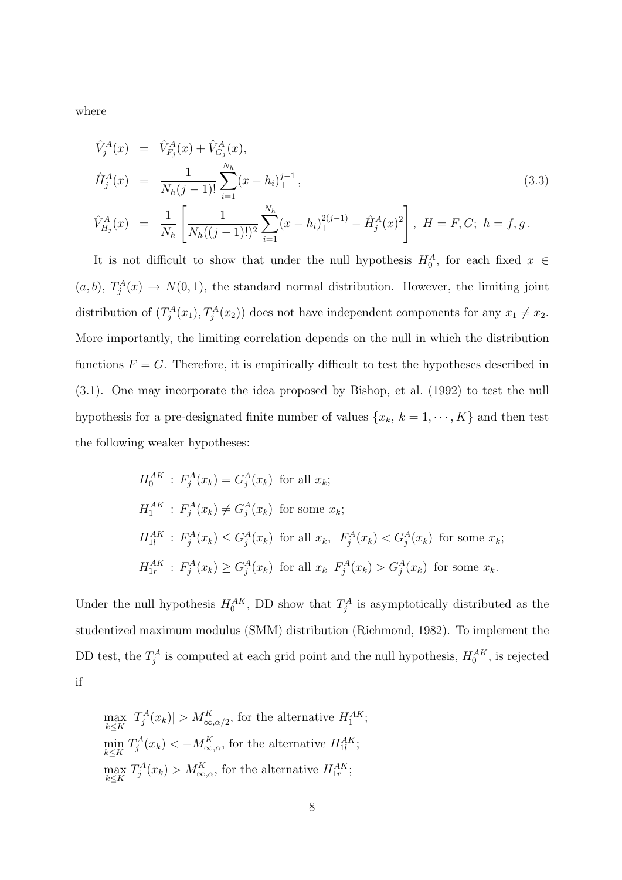where

$$
\begin{aligned}
\hat{V}_j^A(x) &= \hat{V}_{F_j}^A(x) + \hat{V}_{G_j}^A(x), \\
\hat{H}_j^A(x) &= \frac{1}{N_h (j-1)!} \sum_{i=1}^{N_h} (x - h_i)_+^{j-1}, \\
\hat{V}_{H_j}^A(x) &= \frac{1}{N_h} \left[ \frac{1}{N_h((j-1)!)^2} \sum_{i=1}^{N_h} (x - h_i)_+^{2(j-1)} - \hat{H}_j^A(x)^2 \right], \; H = F, G; \; h = f, g \,.
\end{aligned} \tag{3.3}
$$

It is not difficult to show that under the null hypothesis $H_0^A$, for each fixed $x \in (a, b)$, $T_j^A(x) \to N(0, 1)$, the standard normal distribution. However, the limiting joint distribution of $(T_j^A(x_1), T_j^A(x_2))$ does not have independent components for any $x_1 \neq x_2$. More importantly, the limiting correlation depends on the null in which the distribution functions $F = G$. Therefore, it is empirically difficult to test the hypotheses described in (3.1). One may incorporate the idea proposed by Bishop, et al. (1992) to test the null hypothesis for a pre-designated finite number of values $\{x_k, \; k = 1, \cdots, K\}$ and then test the following weaker hypotheses:

$$
\begin{aligned}
&H_0^{AK} \; : \; F_j^A(x_k) = G_j^A(x_k) \;\text{ for all } x_k; \\
&H_1^{AK} \; : \; F_j^A(x_k) \neq G_j^A(x_k) \;\text{ for some } x_k; \\
&H_{1l}^{AK} \; : \; F_j^A(x_k) \leq G_j^A(x_k) \;\text{ for all } x_k, \;\; F_j^A(x_k) < G_j^A(x_k) \;\text{ for some } x_k; \\
&H_{1r}^{AK} \; : \; F_j^A(x_k) \geq G_j^A(x_k) \;\text{ for all } x_k \;\; F_j^A(x_k) > G_j^A(x_k) \;\text{ for some } x_k.
\end{aligned}
$$

Under the null hypothesis $H_0^{AK}$, DD show that $T_j^A$ is asymptotically distributed as the studentized maximum modulus (SMM) distribution (Richmond, 1982). To implement the DD test, the $T_j^A$ is computed at each grid point and the null hypothesis, $H_0^{AK}$, is rejected if

$\max\limits_{k \leq K} |T_j^A(x_k)| > M_{\infty, \alpha/2}^K$, for the alternative $H_1^{AK}$;

$\min\limits_{k \leq K} T_j^A(x_k) < -M_{\infty, \alpha}^K$, for the alternative $H_{1l}^{AK}$;

$\max\limits_{k \leq K} T_j^A(x_k) > M_{\infty, \alpha}^K$, for the alternative $H_{1r}^{AK}$;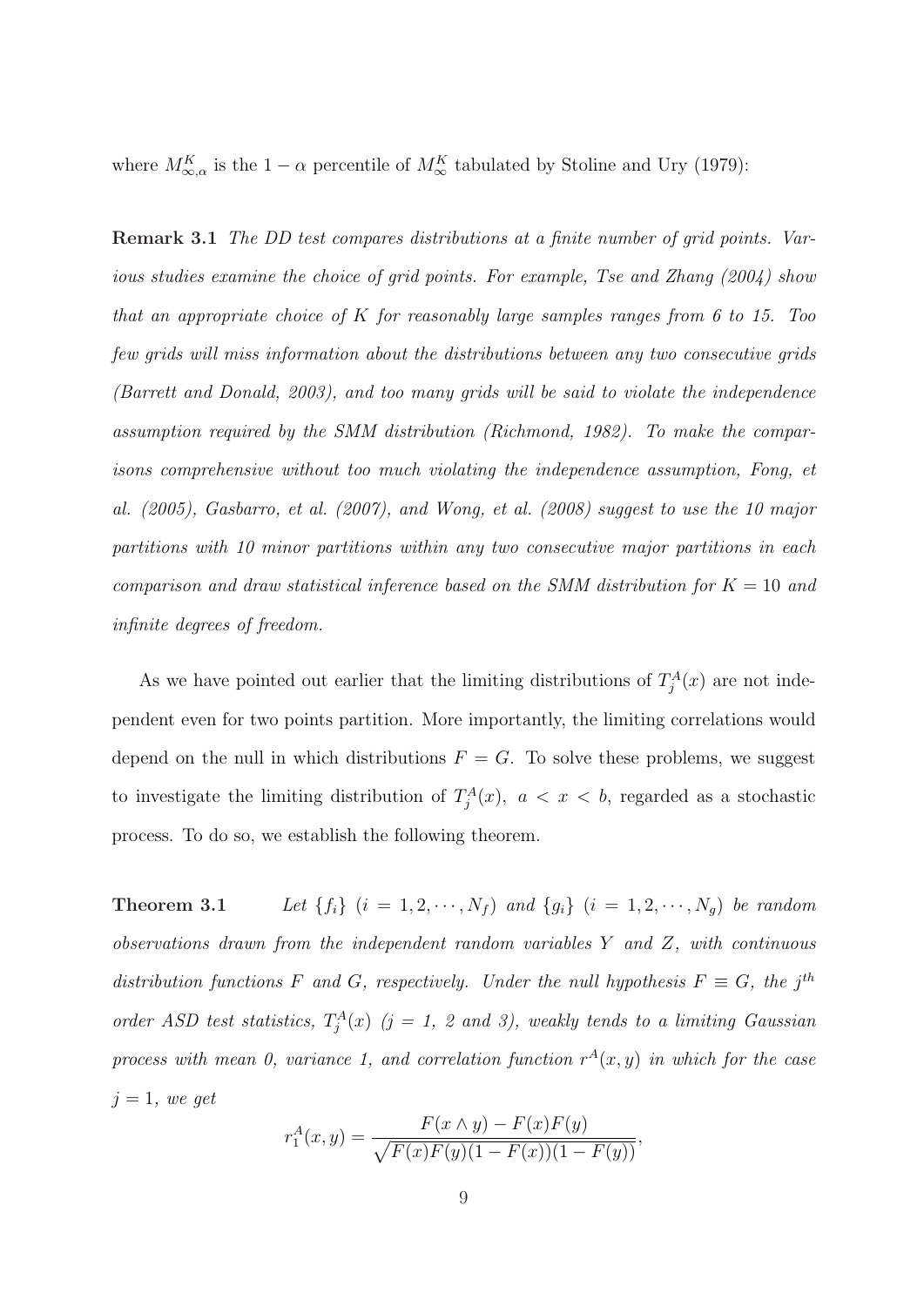where $M^K_{\infty,\alpha}$ is the $1-\alpha$ percentile of $M^K_\infty$ tabulated by Stoline and Ury (1979):

**Remark 3.1** *The DD test compares distributions at a finite number of grid points. Various studies examine the choice of grid points. For example, Tse and Zhang (2004) show that an appropriate choice of K for reasonably large samples ranges from 6 to 15. Too few grids will miss information about the distributions between any two consecutive grids (Barrett and Donald, 2003), and too many grids will be said to violate the independence assumption required by the SMM distribution (Richmond, 1982). To make the comparisons comprehensive without too much violating the independence assumption, Fong, et al. (2005), Gasbarro, et al. (2007), and Wong, et al. (2008) suggest to use the 10 major partitions with 10 minor partitions within any two consecutive major partitions in each comparison and draw statistical inference based on the SMM distribution for $K = 10$ and infinite degrees of freedom.*

As we have pointed out earlier that the limiting distributions of $T^A_j(x)$ are not independent even for two points partition. More importantly, the limiting correlations would depend on the null in which distributions $F = G$. To solve these problems, we suggest to investigate the limiting distribution of $T^A_j(x),\ a < x < b$, regarded as a stochastic process. To do so, we establish the following theorem.

**Theorem 3.1** *Let $\{f_i\}$ $(i = 1, 2, \cdots, N_f)$ and $\{g_i\}$ $(i = 1, 2, \cdots, N_g)$ be random observations drawn from the independent random variables $Y$ and $Z$, with continuous distribution functions $F$ and $G$, respectively. Under the null hypothesis $F \equiv G$, the $j^{th}$ order ASD test statistics, $T^A_j(x)$ ($j$ = 1, 2 and 3), weakly tends to a limiting Gaussian process with mean 0, variance 1, and correlation function $r^A(x, y)$ in which for the case $j = 1$, we get*

$$r^A_1(x, y) = \frac{F(x \wedge y) - F(x)F(y)}{\sqrt{F(x)F(y)(1 - F(x))(1 - F(y))}},$$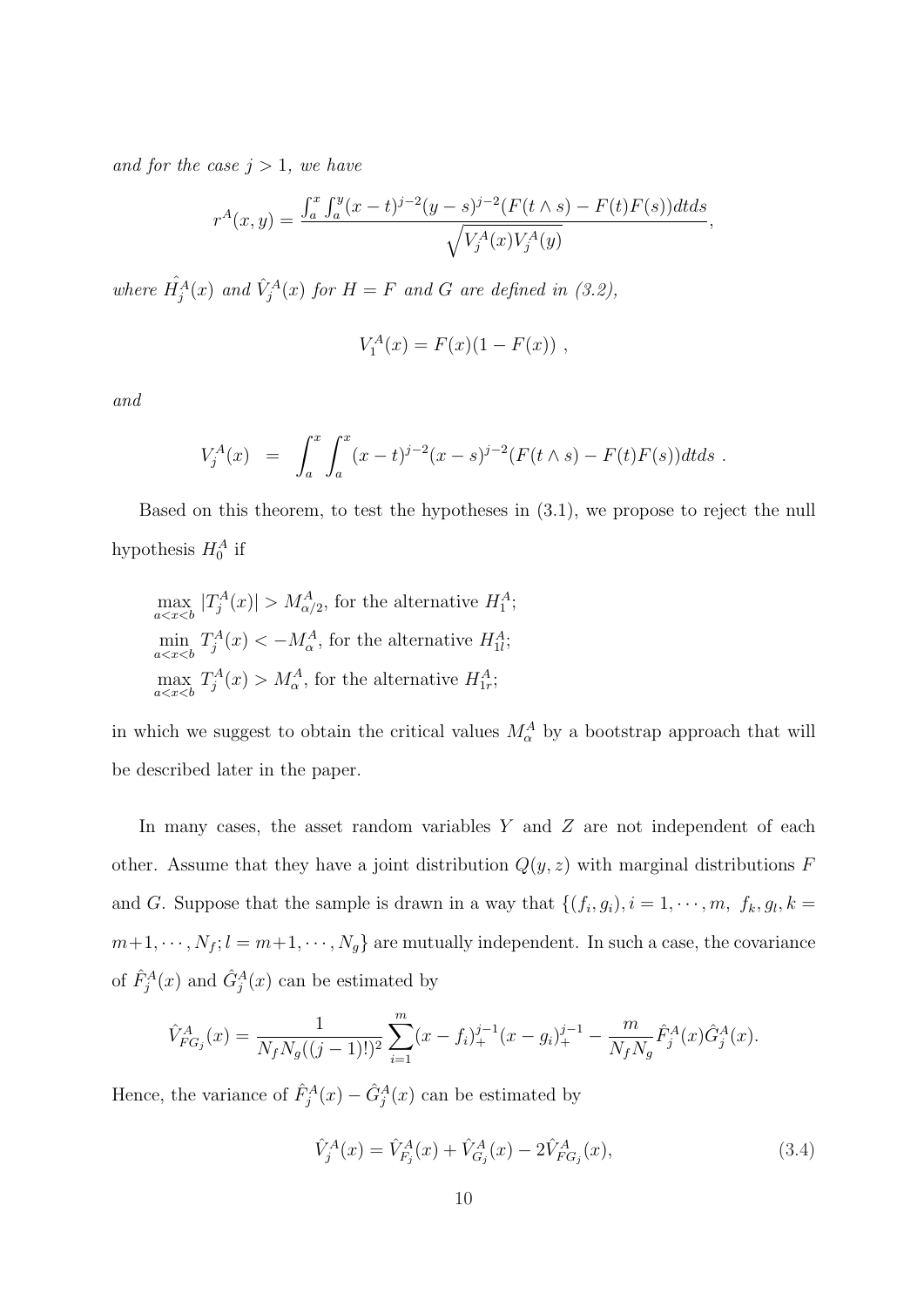*and for the case $j > 1$, we have*

$$r^A(x, y) = \frac{\int_a^x \int_a^y (x-t)^{j-2}(y-s)^{j-2}(F(t \wedge s) - F(t)F(s))dtds}{\sqrt{V_j^A(x)V_j^A(y)}},$$

*where $\hat{H}_j^A(x)$ and $\hat{V}_j^A(x)$ for $H = F$ and $G$ are defined in (3.2),*

$$V_1^A(x) = F(x)(1 - F(x)) \ ,$$

*and*

$$V_j^A(x) \ = \ \int_a^x \int_a^x (x-t)^{j-2}(x-s)^{j-2}(F(t \wedge s) - F(t)F(s))dtds \ .$$

Based on this theorem, to test the hypotheses in (3.1), we propose to reject the null hypothesis $H_0^A$ if

$\max_{a<x<b} |T_j^A(x)| > M_{\alpha/2}^A$, for the alternative $H_1^A$;
$\min_{a<x<b} T_j^A(x) < -M_\alpha^A$, for the alternative $H_{1l}^A$;
$\max_{a<x<b} T_j^A(x) > M_\alpha^A$, for the alternative $H_{1r}^A$;

in which we suggest to obtain the critical values $M_\alpha^A$ by a bootstrap approach that will be described later in the paper.

In many cases, the asset random variables $Y$ and $Z$ are not independent of each other. Assume that they have a joint distribution $Q(y, z)$ with marginal distributions $F$ and $G$. Suppose that the sample is drawn in a way that $\{(f_i, g_i), i = 1, \cdots, m, \ f_k, g_l, k = m+1, \cdots, N_f; l = m+1, \cdots, N_g\}$ are mutually independent. In such a case, the covariance of $\hat{F}_j^A(x)$ and $\hat{G}_j^A(x)$ can be estimated by

$$\hat{V}_{FG_j}^A(x) = \frac{1}{N_f N_g ((j-1)!)^2} \sum_{i=1}^m (x - f_i)_+^{j-1}(x - g_i)_+^{j-1} - \frac{m}{N_f N_g} \hat{F}_j^A(x)\hat{G}_j^A(x).$$

Hence, the variance of $\hat{F}_j^A(x) - \hat{G}_j^A(x)$ can be estimated by

$$\hat{V}_j^A(x) = \hat{V}_{F_j}^A(x) + \hat{V}_{G_j}^A(x) - 2\hat{V}_{FG_j}^A(x), \tag{3.4}$$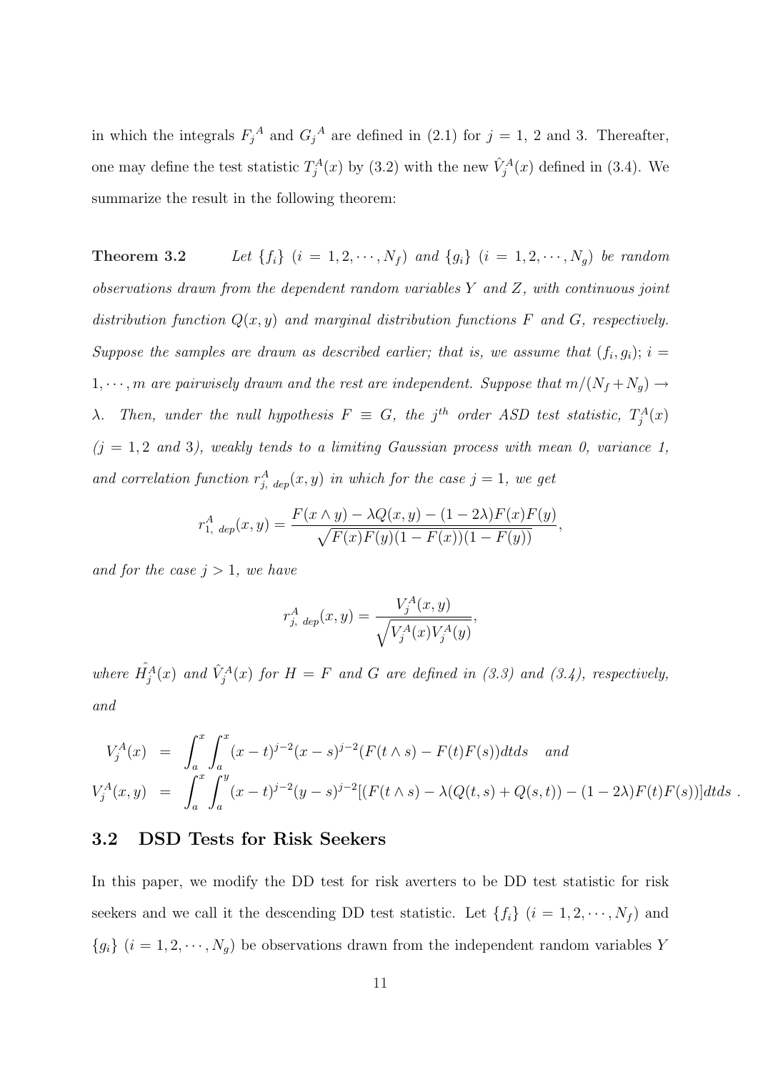in which the integrals ${F_j}^A$ and ${G_j}^A$ are defined in (2.1) for $j = 1$, 2 and 3. Thereafter, one may define the test statistic $T_j^A(x)$ by (3.2) with the new $\hat{V}_j^A(x)$ defined in (3.4). We summarize the result in the following theorem:

**Theorem 3.2** *Let $\{f_i\}$ $(i = 1, 2, \cdots, N_f)$ and $\{g_i\}$ $(i = 1, 2, \cdots, N_g)$ be random observations drawn from the dependent random variables $Y$ and $Z$, with continuous joint distribution function $Q(x, y)$ and marginal distribution functions $F$ and $G$, respectively. Suppose the samples are drawn as described earlier; that is, we assume that $(f_i, g_i)$; $i = 1, \cdots, m$ are pairwisely drawn and the rest are independent. Suppose that $m/(N_f + N_g) \to \lambda$. Then, under the null hypothesis $F \equiv G$, the $j^{th}$ order ASD test statistic, $T_j^A(x)$ ($j = 1, 2$ and 3), weakly tends to a limiting Gaussian process with mean 0, variance 1, and correlation function $r^A_{j,\ dep}(x, y)$ in which for the case $j = 1$, we get*

$$r^A_{1,\ dep}(x, y) = \frac{F(x \wedge y) - \lambda Q(x, y) - (1 - 2\lambda)F(x)F(y)}{\sqrt{F(x)F(y)(1 - F(x))(1 - F(y))}},$$

*and for the case $j > 1$, we have*

$$r^A_{j,\ dep}(x, y) = \frac{V_j^A(x, y)}{\sqrt{V_j^A(x)V_j^A(y)}},$$

*where $\hat{H}_j^A(x)$ and $\hat{V}_j^A(x)$ for $H = F$ and $G$ are defined in (3.3) and (3.4), respectively, and*

$$\begin{aligned}
V_j^A(x) &= \int_a^x \int_a^x (x - t)^{j-2}(x - s)^{j-2}(F(t \wedge s) - F(t)F(s))dtds \quad \textit{and} \\
V_j^A(x, y) &= \int_a^x \int_a^y (x - t)^{j-2}(y - s)^{j-2}[(F(t \wedge s) - \lambda(Q(t, s) + Q(s, t)) - (1 - 2\lambda)F(t)F(s))]dtds\ .
\end{aligned}$$

## 3.2 DSD Tests for Risk Seekers

In this paper, we modify the DD test for risk averters to be DD test statistic for risk seekers and we call it the descending DD test statistic. Let $\{f_i\}$ $(i = 1, 2, \cdots, N_f)$ and $\{g_i\}$ $(i = 1, 2, \cdots, N_g)$ be observations drawn from the independent random variables $Y$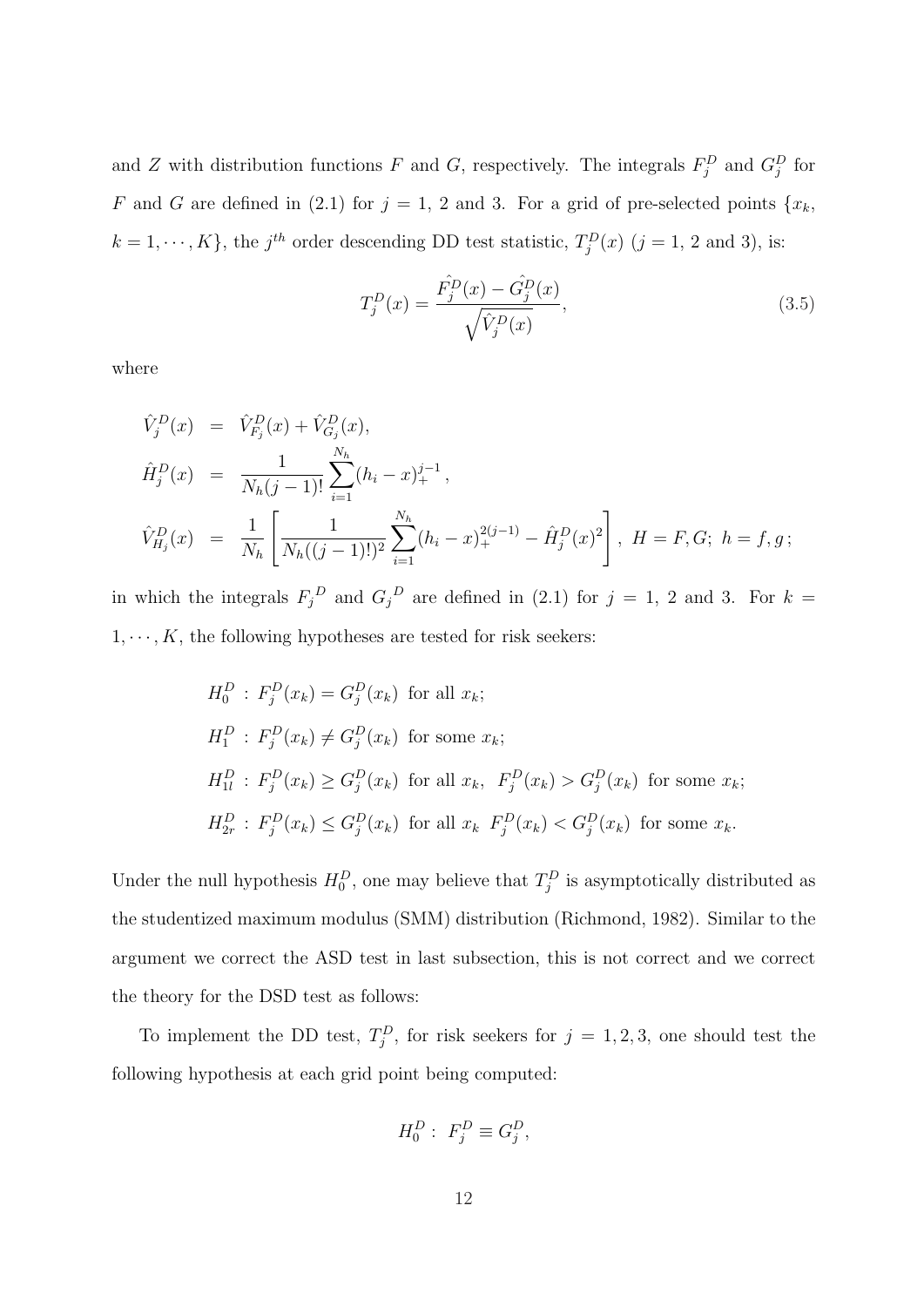and $Z$ with distribution functions $F$ and $G$, respectively. The integrals $F_j^D$ and $G_j^D$ for $F$ and $G$ are defined in (2.1) for $j = 1$, 2 and 3. For a grid of pre-selected points $\{x_k,$ $k = 1, \cdots, K\}$, the $j^{th}$ order descending DD test statistic, $T_j^D(x)$ ($j = 1$, 2 and 3), is:

$$T_j^D(x) = \frac{\hat{F_j^D}(x) - \hat{G_j^D}(x)}{\sqrt{\hat{V}_j^D(x)}}, \tag{3.5}$$

where

$$\begin{aligned}
\hat{V}_j^D(x) &= \hat{V}_{F_j}^D(x) + \hat{V}_{G_j}^D(x), \\
\hat{H}_j^D(x) &= \frac{1}{N_h(j-1)!}\sum_{i=1}^{N_h}(h_i - x)_+^{j-1}, \\
\hat{V}_{H_j}^D(x) &= \frac{1}{N_h}\left[\frac{1}{N_h((j-1)!)^2}\sum_{i=1}^{N_h}(h_i - x)_+^{2(j-1)} - \hat{H}_j^D(x)^2\right], \; H = F, G; \; h = f, g;
\end{aligned}$$

in which the integrals ${F_j}^D$ and ${G_j}^D$ are defined in (2.1) for $j = 1$, 2 and 3. For $k = 1, \cdots, K$, the following hypotheses are tested for risk seekers:

$$\begin{aligned}
&H_0^D \; : \; F_j^D(x_k) = G_j^D(x_k) \text{ for all } x_k; \\
&H_1^D \; : \; F_j^D(x_k) \neq G_j^D(x_k) \text{ for some } x_k; \\
&H_{1l}^D \; : \; F_j^D(x_k) \geq G_j^D(x_k) \text{ for all } x_k, \;\; F_j^D(x_k) > G_j^D(x_k) \text{ for some } x_k; \\
&H_{2r}^D \; : \; F_j^D(x_k) \leq G_j^D(x_k) \text{ for all } x_k \;\; F_j^D(x_k) < G_j^D(x_k) \text{ for some } x_k.
\end{aligned}$$

Under the null hypothesis $H_0^D$, one may believe that $T_j^D$ is asymptotically distributed as the studentized maximum modulus (SMM) distribution (Richmond, 1982). Similar to the argument we correct the ASD test in last subsection, this is not correct and we correct the theory for the DSD test as follows:

To implement the DD test, $T_j^D$, for risk seekers for $j = 1, 2, 3$, one should test the following hypothesis at each grid point being computed:

$$H_0^D : \; F_j^D \equiv G_j^D,$$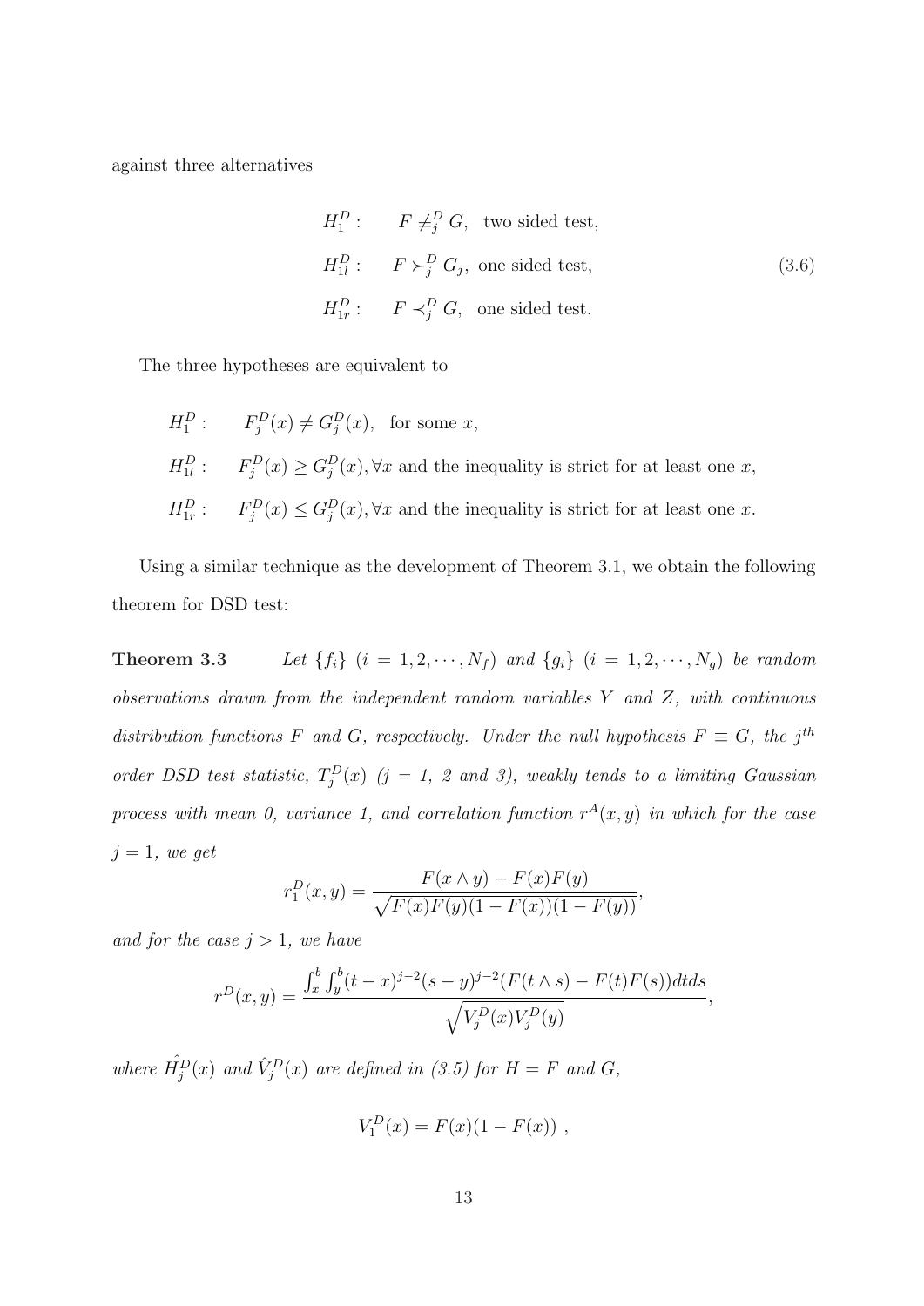against three alternatives

$$
\begin{aligned}
H_1^D : &\quad F \not\equiv_j^D G, \quad \text{two sided test,} \\
H_{1l}^D : &\quad F \succ_j^D G_j, \ \text{one sided test,} \\
H_{1r}^D : &\quad F \prec_j^D G, \quad \text{one sided test.}
\end{aligned}
\tag{3.6}
$$

The three hypotheses are equivalent to

$H_1^D$ : $\quad F_j^D(x) \neq G_j^D(x)$, for some $x$,

$H_{1l}^D$ : $\quad F_j^D(x) \geq G_j^D(x), \forall x$ and the inequality is strict for at least one $x$,

$H_{1r}^D$ : $\quad F_j^D(x) \leq G_j^D(x), \forall x$ and the inequality is strict for at least one $x$.

Using a similar technique as the development of Theorem 3.1, we obtain the following theorem for DSD test:

**Theorem 3.3** *Let $\{f_i\}$ $(i = 1, 2, \cdots, N_f)$ and $\{g_i\}$ $(i = 1, 2, \cdots, N_g)$ be random observations drawn from the independent random variables $Y$ and $Z$, with continuous distribution functions $F$ and $G$, respectively. Under the null hypothesis $F \equiv G$, the $j^{th}$ order DSD test statistic, $T_j^D(x)$ ($j$ = 1, 2 and 3), weakly tends to a limiting Gaussian process with mean 0, variance 1, and correlation function $r^A(x, y)$ in which for the case $j = 1$, we get*

$$
r_1^D(x, y) = \frac{F(x \wedge y) - F(x)F(y)}{\sqrt{F(x)F(y)(1 - F(x))(1 - F(y))}},
$$

*and for the case $j > 1$, we have*

$$
r^D(x, y) = \frac{\int_x^b \int_y^b (t - x)^{j-2}(s - y)^{j-2}(F(t \wedge s) - F(t)F(s))dtds}{\sqrt{V_j^D(x)V_j^D(y)}},
$$

*where $\hat{H}_j^D(x)$ and $\hat{V}_j^D(x)$ are defined in (3.5) for $H = F$ and $G$,*

$$
V_1^D(x) = F(x)(1 - F(x)) \ ,
$$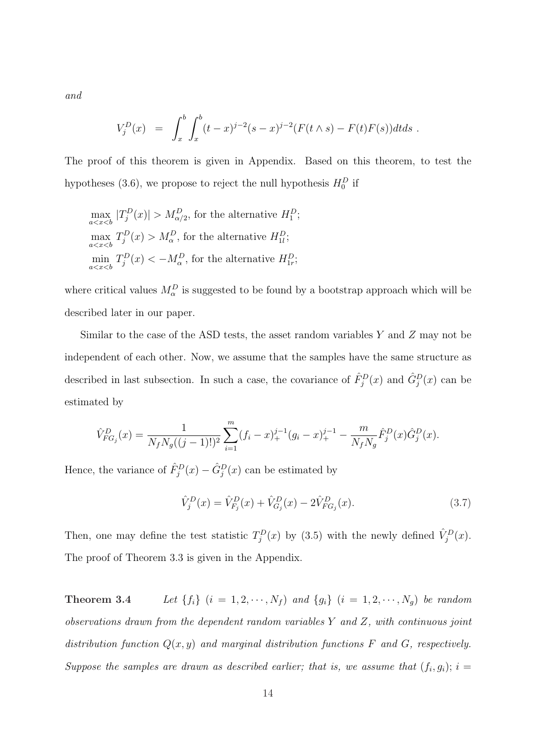*and*

$$V_j^D(x) \;\; = \;\; \int_x^b \int_x^b (t-x)^{j-2}(s-x)^{j-2}(F(t \wedge s) - F(t)F(s))dtds \; .$$

The proof of this theorem is given in Appendix. Based on this theorem, to test the hypotheses (3.6), we propose to reject the null hypothesis $H_0^D$ if

$\max_{a<x<b} |T_j^D(x)| > M_{\alpha/2}^D$, for the alternative $H_1^D$;
$\max_{a<x<b} T_j^D(x) > M_\alpha^D$, for the alternative $H_{1l}^D$;
$\min_{a<x<b} T_j^D(x) < -M_\alpha^D$, for the alternative $H_{1r}^D$;

where critical values $M_\alpha^D$ is suggested to be found by a bootstrap approach which will be described later in our paper.

Similar to the case of the ASD tests, the asset random variables $Y$ and $Z$ may not be independent of each other. Now, we assume that the samples have the same structure as described in last subsection. In such a case, the covariance of $\hat{F}_j^D(x)$ and $\hat{G}_j^D(x)$ can be estimated by

$$\hat{V}_{FG_j}^D(x) = \frac{1}{N_f N_g ((j-1)!)^2} \sum_{i=1}^m (f_i - x)_+^{j-1}(g_i - x)_+^{j-1} - \frac{m}{N_f N_g} \hat{F}_j^D(x) \hat{G}_j^D(x).$$

Hence, the variance of $\hat{F}_j^D(x) - \hat{G}_j^D(x)$ can be estimated by

$$\hat{V}_j^D(x) = \hat{V}_{F_j}^D(x) + \hat{V}_{G_j}^D(x) - 2\hat{V}_{FG_j}^D(x). \tag{3.7}$$

Then, one may define the test statistic $T_j^D(x)$ by (3.5) with the newly defined $\hat{V}_j^D(x)$. The proof of Theorem 3.3 is given in the Appendix.

**Theorem 3.4** *Let $\{f_i\}$ $(i = 1, 2, \cdots, N_f)$ and $\{g_i\}$ $(i = 1, 2, \cdots, N_g)$ be random observations drawn from the dependent random variables $Y$ and $Z$, with continuous joint distribution function $Q(x, y)$ and marginal distribution functions $F$ and $G$, respectively. Suppose the samples are drawn as described earlier; that is, we assume that $(f_i, g_i)$; $i =$*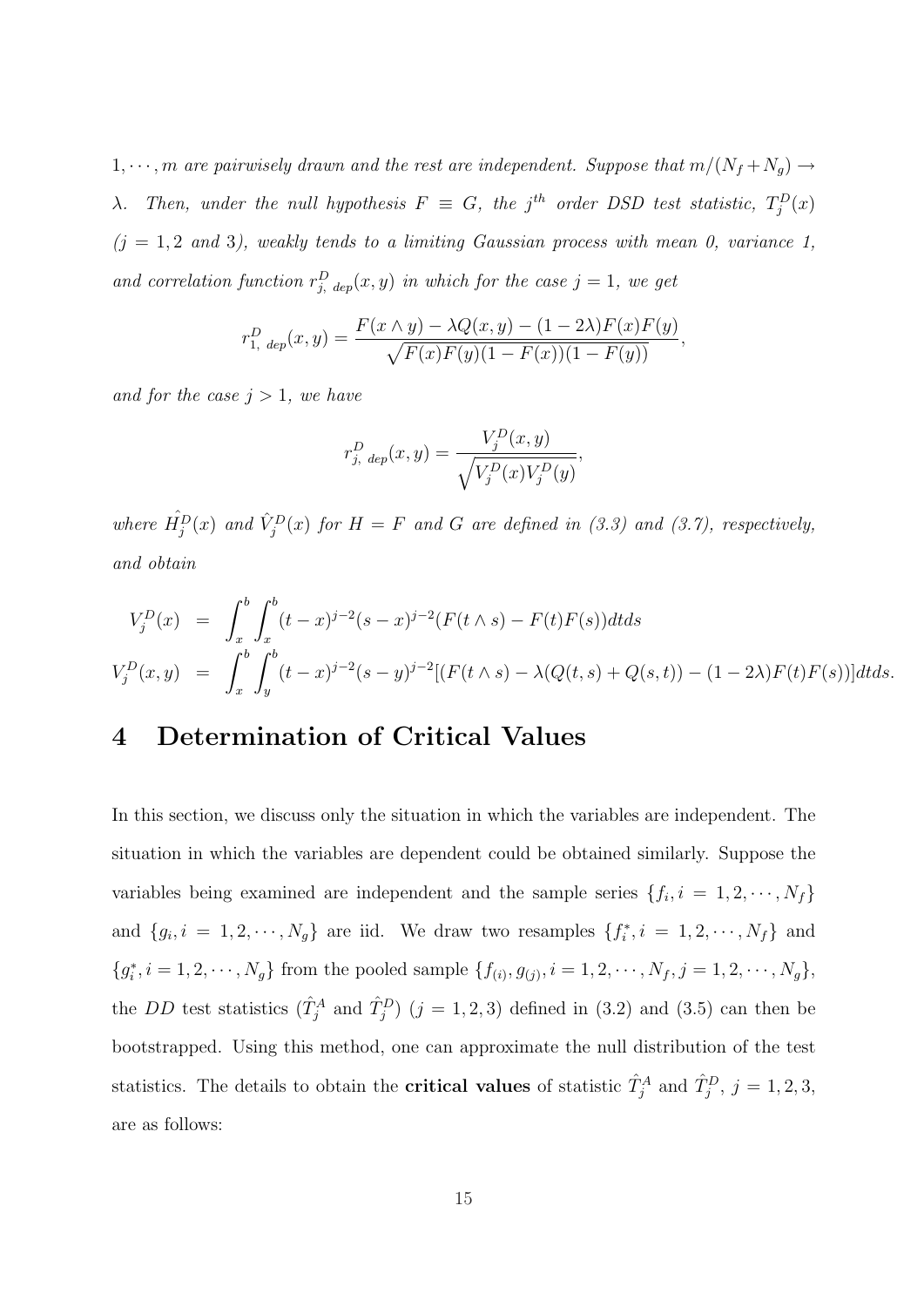*$1, \cdots, m$ are pairwisely drawn and the rest are independent. Suppose that $m/(N_f + N_g) \to \lambda$. Then, under the null hypothesis $F \equiv G$, the $j^{th}$ order DSD test statistic, $T_j^D(x)$ ($j = 1, 2$ and $3$), weakly tends to a limiting Gaussian process with mean 0, variance 1, and correlation function $r^D_{j,\ dep}(x, y)$ in which for the case $j = 1$, we get*

$$r^D_{1,\ dep}(x, y) = \frac{F(x \wedge y) - \lambda Q(x, y) - (1 - 2\lambda)F(x)F(y)}{\sqrt{F(x)F(y)(1 - F(x))(1 - F(y))}},$$

*and for the case $j > 1$, we have*

$$r^D_{j,\ dep}(x, y) = \frac{V_j^D(x, y)}{\sqrt{V_j^D(x)V_j^D(y)}},$$

*where $\hat{H}_j^D(x)$ and $\hat{V}_j^D(x)$ for $H = F$ and $G$ are defined in (3.3) and (3.7), respectively, and obtain*

$$\begin{aligned} V_j^D(x) &= \int_x^b \int_x^b (t - x)^{j-2}(s - x)^{j-2}(F(t \wedge s) - F(t)F(s))dtds \\ V_j^D(x, y) &= \int_x^b \int_y^b (t - x)^{j-2}(s - y)^{j-2}[(F(t \wedge s) - \lambda(Q(t, s) + Q(s, t)) - (1 - 2\lambda)F(t)F(s))]dtds. \end{aligned}$$

# 4 Determination of Critical Values

In this section, we discuss only the situation in which the variables are independent. The situation in which the variables are dependent could be obtained similarly. Suppose the variables being examined are independent and the sample series $\{f_i, i = 1, 2, \cdots, N_f\}$ and $\{g_i, i = 1, 2, \cdots, N_g\}$ are iid. We draw two resamples $\{f_i^*, i = 1, 2, \cdots, N_f\}$ and $\{g_i^*, i = 1, 2, \cdots, N_g\}$ from the pooled sample $\{f_{(i)}, g_{(j)}, i = 1, 2, \cdots, N_f, j = 1, 2, \cdots, N_g\}$, the $DD$ test statistics ($\hat{T}_j^A$ and $\hat{T}_j^D$) ($j = 1, 2, 3$) defined in (3.2) and (3.5) can then be bootstrapped. Using this method, one can approximate the null distribution of the test statistics. The details to obtain the **critical values** of statistic $\hat{T}_j^A$ and $\hat{T}_j^D$, $j = 1, 2, 3$, are as follows: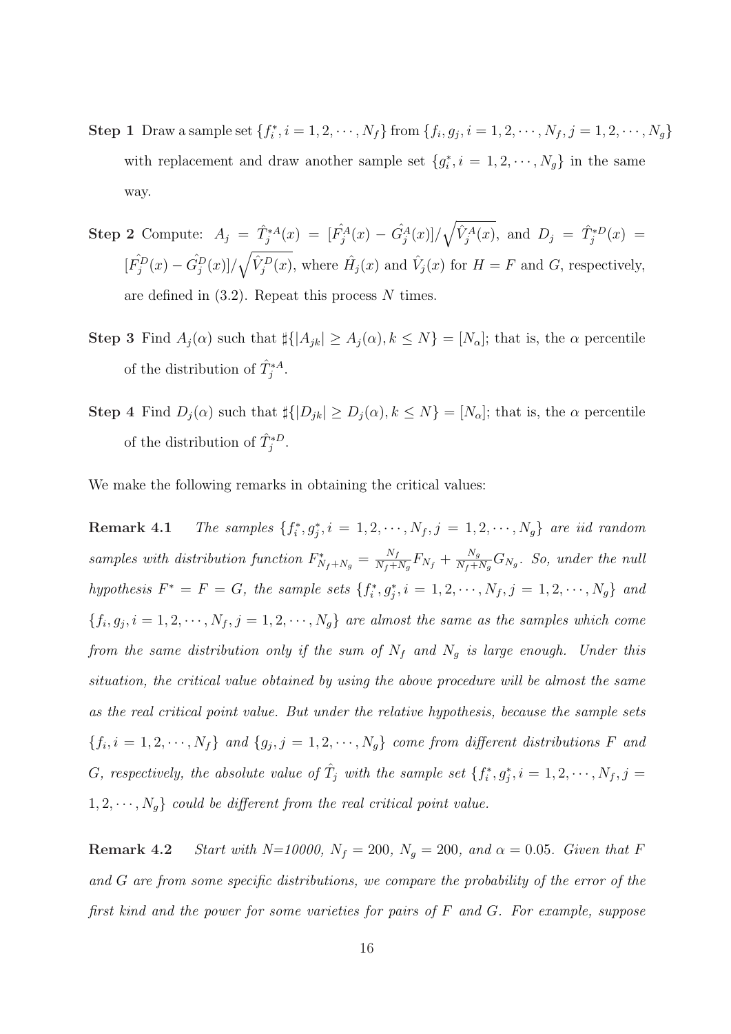**Step 1** Draw a sample set $\{f_i^*, i = 1, 2, \cdots, N_f\}$ from $\{f_i, g_j, i = 1, 2, \cdots, N_f, j = 1, 2, \cdots, N_g\}$ with replacement and draw another sample set $\{g_i^*, i = 1, 2, \cdots, N_g\}$ in the same way.

**Step 2** Compute: $A_j = \hat{T}_j^{*A}(x) = [\hat{F_j^A}(x) - \hat{G_j^A}(x)]/\sqrt{\hat{V}_j^A(x)}$, and $D_j = \hat{T}_j^{*D}(x) = [\hat{F_j^D}(x) - \hat{G_j^D}(x)]/\sqrt{\hat{V}_j^D(x)}$, where $\hat{H}_j(x)$ and $\hat{V}_j(x)$ for $H = F$ and $G$, respectively, are defined in (3.2). Repeat this process $N$ times.

**Step 3** Find $A_j(\alpha)$ such that $\sharp\{|A_{jk}| \geq A_j(\alpha), k \leq N\} = [N_\alpha]$; that is, the $\alpha$ percentile of the distribution of $\hat{T}_j^{*A}$.

**Step 4** Find $D_j(\alpha)$ such that $\sharp\{|D_{jk}| \geq D_j(\alpha), k \leq N\} = [N_\alpha]$; that is, the $\alpha$ percentile of the distribution of $\hat{T}_j^{*D}$.

We make the following remarks in obtaining the critical values:

**Remark 4.1** *The samples $\{f_i^*, g_j^*, i = 1, 2, \cdots, N_f, j = 1, 2, \cdots, N_g\}$ are iid random samples with distribution function $F^*_{N_f+N_g} = \frac{N_f}{N_f+N_g}F_{N_f} + \frac{N_g}{N_f+N_g}G_{N_g}$. So, under the null hypothesis $F^* = F = G$, the sample sets $\{f_i^*, g_j^*, i = 1, 2, \cdots, N_f, j = 1, 2, \cdots, N_g\}$ and $\{f_i, g_j, i = 1, 2, \cdots, N_f, j = 1, 2, \cdots, N_g\}$ are almost the same as the samples which come from the same distribution only if the sum of $N_f$ and $N_g$ is large enough. Under this situation, the critical value obtained by using the above procedure will be almost the same as the real critical point value. But under the relative hypothesis, because the sample sets $\{f_i, i = 1, 2, \cdots, N_f\}$ and $\{g_j, j = 1, 2, \cdots, N_g\}$ come from different distributions $F$ and $G$, respectively, the absolute value of $\hat{T}_j$ with the sample set $\{f_i^*, g_j^*, i = 1, 2, \cdots, N_f, j = 1, 2, \cdots, N_g\}$ could be different from the real critical point value.*

**Remark 4.2** *Start with N=10000, $N_f = 200$, $N_g = 200$, and $\alpha = 0.05$. Given that $F$ and $G$ are from some specific distributions, we compare the probability of the error of the first kind and the power for some varieties for pairs of $F$ and $G$. For example, suppose*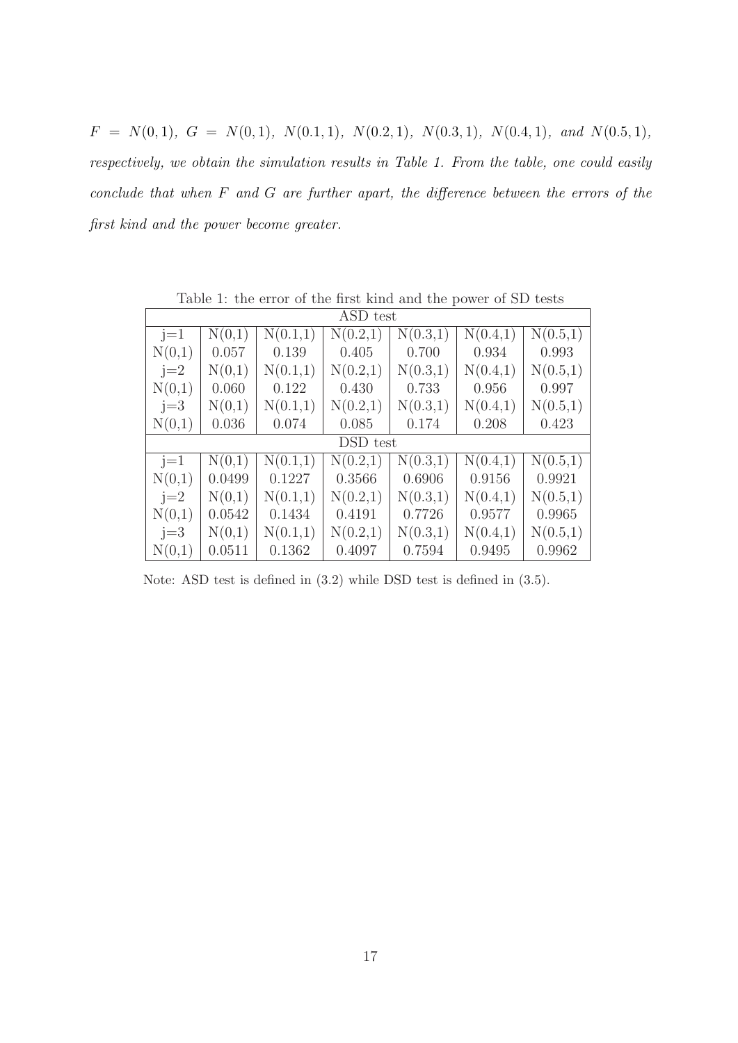*$F = N(0,1)$, $G = N(0,1)$, $N(0.1,1)$, $N(0.2,1)$, $N(0.3,1)$, $N(0.4,1)$, and $N(0.5,1)$, respectively, we obtain the simulation results in Table 1. From the table, one could easily conclude that when $F$ and $G$ are further apart, the difference between the errors of the first kind and the power become greater.*

Table 1: the error of the first kind and the power of SD tests

| ASD test | | | | | | |
|---|---|---|---|---|---|---|
| j=1 | N(0,1) | N(0.1,1) | N(0.2,1) | N(0.3,1) | N(0.4,1) | N(0.5,1) |
| N(0,1) | 0.057 | 0.139 | 0.405 | 0.700 | 0.934 | 0.993 |
| j=2 | N(0,1) | N(0.1,1) | N(0.2,1) | N(0.3,1) | N(0.4,1) | N(0.5,1) |
| N(0,1) | 0.060 | 0.122 | 0.430 | 0.733 | 0.956 | 0.997 |
| j=3 | N(0,1) | N(0.1,1) | N(0.2,1) | N(0.3,1) | N(0.4,1) | N(0.5,1) |
| N(0,1) | 0.036 | 0.074 | 0.085 | 0.174 | 0.208 | 0.423 |
| DSD test | | | | | | |
| j=1 | N(0,1) | N(0.1,1) | N(0.2,1) | N(0.3,1) | N(0.4,1) | N(0.5,1) |
| N(0,1) | 0.0499 | 0.1227 | 0.3566 | 0.6906 | 0.9156 | 0.9921 |
| j=2 | N(0,1) | N(0.1,1) | N(0.2,1) | N(0.3,1) | N(0.4,1) | N(0.5,1) |
| N(0,1) | 0.0542 | 0.1434 | 0.4191 | 0.7726 | 0.9577 | 0.9965 |
| j=3 | N(0,1) | N(0.1,1) | N(0.2,1) | N(0.3,1) | N(0.4,1) | N(0.5,1) |
| N(0,1) | 0.0511 | 0.1362 | 0.4097 | 0.7594 | 0.9495 | 0.9962 |

Note: ASD test is defined in (3.2) while DSD test is defined in (3.5).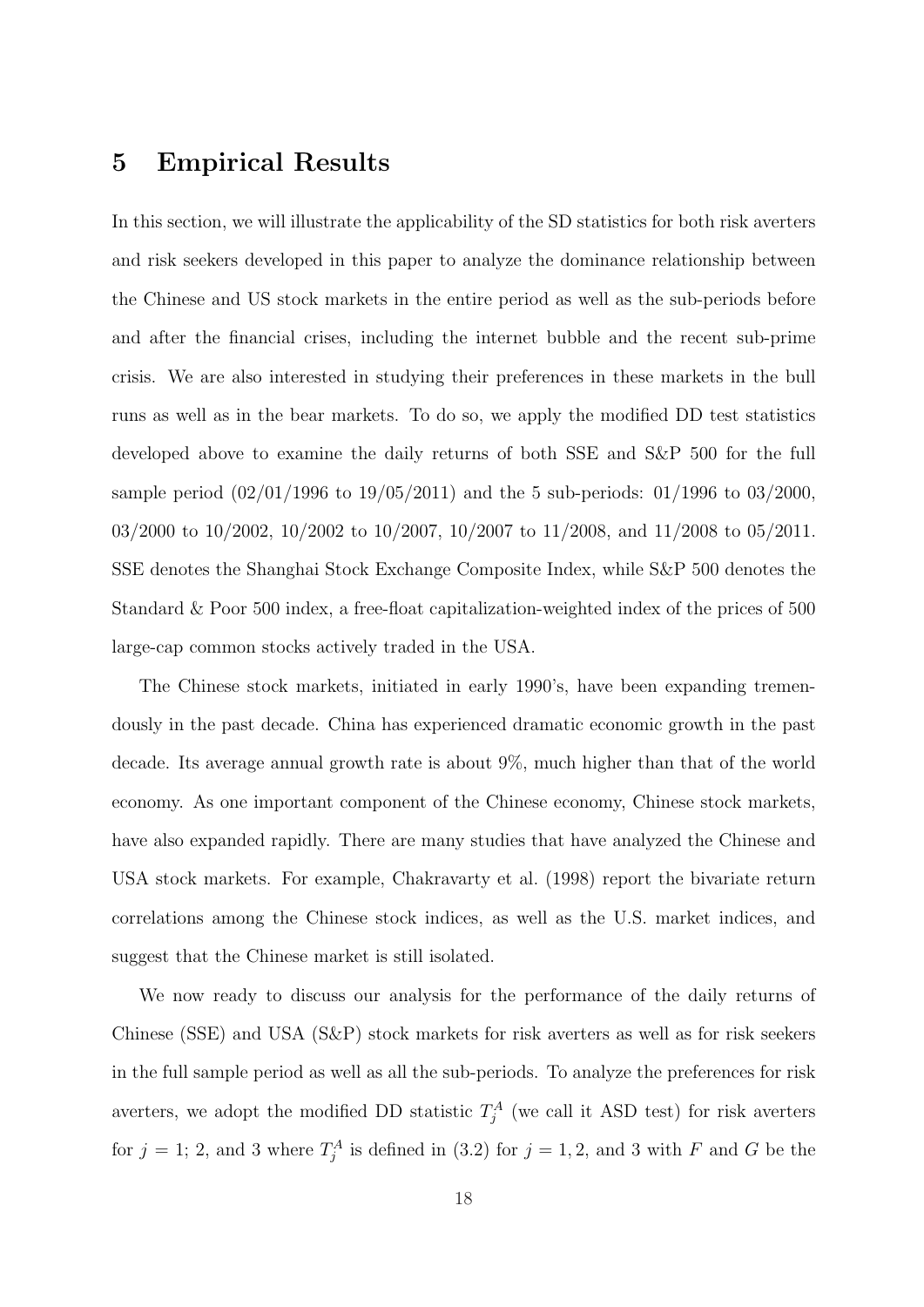## 5 Empirical Results

In this section, we will illustrate the applicability of the SD statistics for both risk averters and risk seekers developed in this paper to analyze the dominance relationship between the Chinese and US stock markets in the entire period as well as the sub-periods before and after the financial crises, including the internet bubble and the recent sub-prime crisis. We are also interested in studying their preferences in these markets in the bull runs as well as in the bear markets. To do so, we apply the modified DD test statistics developed above to examine the daily returns of both SSE and S&P 500 for the full sample period (02/01/1996 to 19/05/2011) and the 5 sub-periods: 01/1996 to 03/2000, 03/2000 to 10/2002, 10/2002 to 10/2007, 10/2007 to 11/2008, and 11/2008 to 05/2011. SSE denotes the Shanghai Stock Exchange Composite Index, while S&P 500 denotes the Standard & Poor 500 index, a free-float capitalization-weighted index of the prices of 500 large-cap common stocks actively traded in the USA.

The Chinese stock markets, initiated in early 1990's, have been expanding tremendously in the past decade. China has experienced dramatic economic growth in the past decade. Its average annual growth rate is about 9%, much higher than that of the world economy. As one important component of the Chinese economy, Chinese stock markets, have also expanded rapidly. There are many studies that have analyzed the Chinese and USA stock markets. For example, Chakravarty et al. (1998) report the bivariate return correlations among the Chinese stock indices, as well as the U.S. market indices, and suggest that the Chinese market is still isolated.

We now ready to discuss our analysis for the performance of the daily returns of Chinese (SSE) and USA (S&P) stock markets for risk averters as well as for risk seekers in the full sample period as well as all the sub-periods. To analyze the preferences for risk averters, we adopt the modified DD statistic $T_j^A$ (we call it ASD test) for risk averters for $j = 1$; 2, and 3 where $T_j^A$ is defined in (3.2) for $j = 1, 2$, and 3 with $F$ and $G$ be the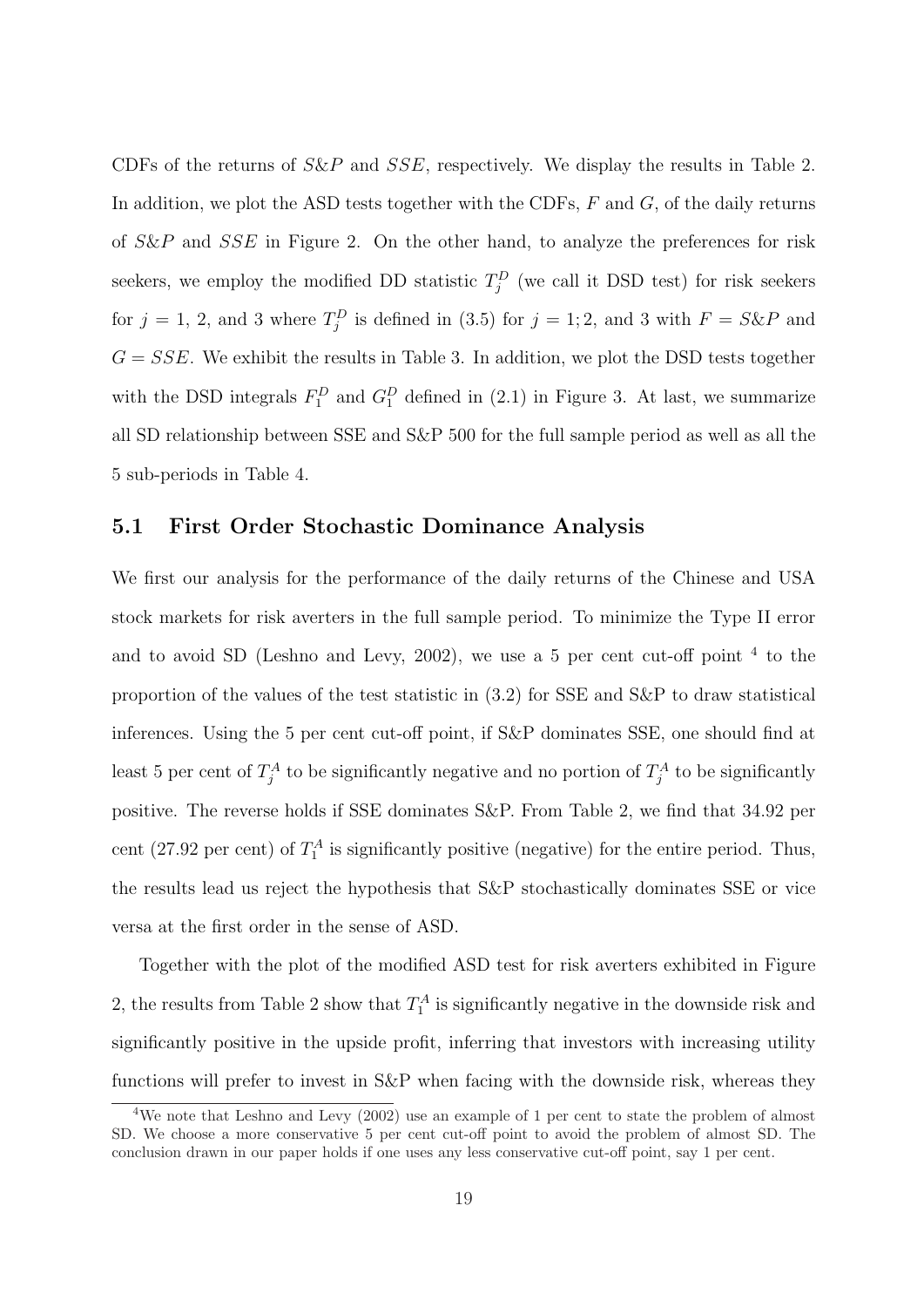CDFs of the returns of $S\&P$ and $SSE$, respectively. We display the results in Table 2. In addition, we plot the ASD tests together with the CDFs, $F$ and $G$, of the daily returns of $S\&P$ and $SSE$ in Figure 2. On the other hand, to analyze the preferences for risk seekers, we employ the modified DD statistic $T_j^D$ (we call it DSD test) for risk seekers for $j = 1$, 2, and 3 where $T_j^D$ is defined in (3.5) for $j = 1; 2$, and 3 with $F = S\&P$ and $G = SSE$. We exhibit the results in Table 3. In addition, we plot the DSD tests together with the DSD integrals $F_1^D$ and $G_1^D$ defined in (2.1) in Figure 3. At last, we summarize all SD relationship between SSE and S&P 500 for the full sample period as well as all the 5 sub-periods in Table 4.

## 5.1 First Order Stochastic Dominance Analysis

We first our analysis for the performance of the daily returns of the Chinese and USA stock markets for risk averters in the full sample period. To minimize the Type II error and to avoid SD (Leshno and Levy, 2002), we use a 5 per cent cut-off point [4] to the proportion of the values of the test statistic in (3.2) for SSE and S&P to draw statistical inferences. Using the 5 per cent cut-off point, if S&P dominates SSE, one should find at least 5 per cent of $T_j^A$ to be significantly negative and no portion of $T_j^A$ to be significantly positive. The reverse holds if SSE dominates S&P. From Table 2, we find that 34.92 per cent (27.92 per cent) of $T_1^A$ is significantly positive (negative) for the entire period. Thus, the results lead us reject the hypothesis that S&P stochastically dominates SSE or vice versa at the first order in the sense of ASD.

Together with the plot of the modified ASD test for risk averters exhibited in Figure 2, the results from Table 2 show that $T_1^A$ is significantly negative in the downside risk and significantly positive in the upside profit, inferring that investors with increasing utility functions will prefer to invest in S&P when facing with the downside risk, whereas they

[4] We note that Leshno and Levy (2002) use an example of 1 per cent to state the problem of almost SD. We choose a more conservative 5 per cent cut-off point to avoid the problem of almost SD. The conclusion drawn in our paper holds if one uses any less conservative cut-off point, say 1 per cent.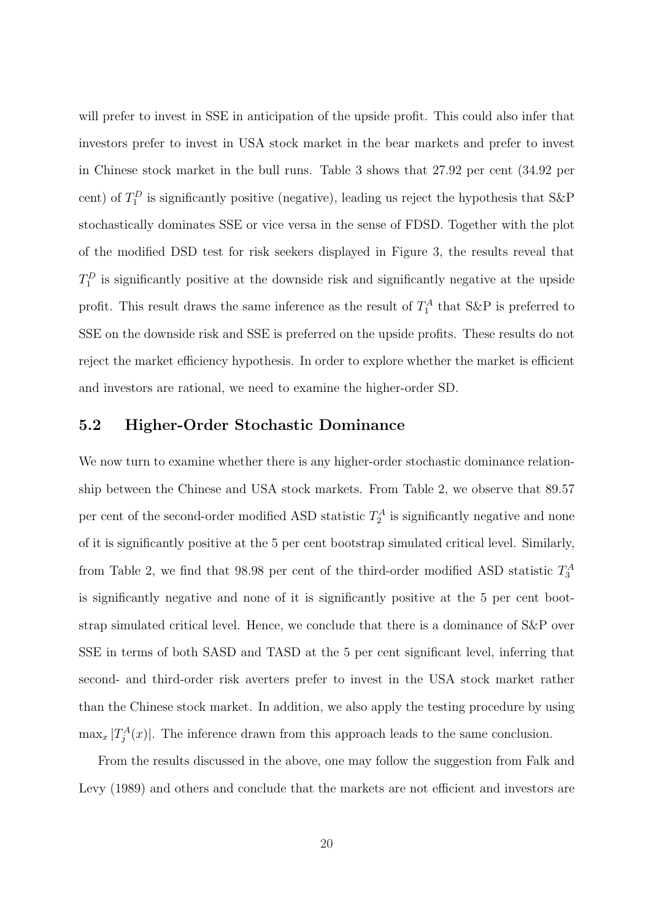will prefer to invest in SSE in anticipation of the upside profit. This could also infer that investors prefer to invest in USA stock market in the bear markets and prefer to invest in Chinese stock market in the bull runs. Table 3 shows that 27.92 per cent (34.92 per cent) of $T_1^D$ is significantly positive (negative), leading us reject the hypothesis that S&P stochastically dominates SSE or vice versa in the sense of FDSD. Together with the plot of the modified DSD test for risk seekers displayed in Figure 3, the results reveal that $T_1^D$ is significantly positive at the downside risk and significantly negative at the upside profit. This result draws the same inference as the result of $T_1^A$ that S&P is preferred to SSE on the downside risk and SSE is preferred on the upside profits. These results do not reject the market efficiency hypothesis. In order to explore whether the market is efficient and investors are rational, we need to examine the higher-order SD.

## 5.2 Higher-Order Stochastic Dominance

We now turn to examine whether there is any higher-order stochastic dominance relationship between the Chinese and USA stock markets. From Table 2, we observe that 89.57 per cent of the second-order modified ASD statistic $T_2^A$ is significantly negative and none of it is significantly positive at the 5 per cent bootstrap simulated critical level. Similarly, from Table 2, we find that 98.98 per cent of the third-order modified ASD statistic $T_3^A$ is significantly negative and none of it is significantly positive at the 5 per cent bootstrap simulated critical level. Hence, we conclude that there is a dominance of S&P over SSE in terms of both SASD and TASD at the 5 per cent significant level, inferring that second- and third-order risk averters prefer to invest in the USA stock market rather than the Chinese stock market. In addition, we also apply the testing procedure by using $\max_x |T_j^A(x)|$. The inference drawn from this approach leads to the same conclusion.

From the results discussed in the above, one may follow the suggestion from Falk and Levy (1989) and others and conclude that the markets are not efficient and investors are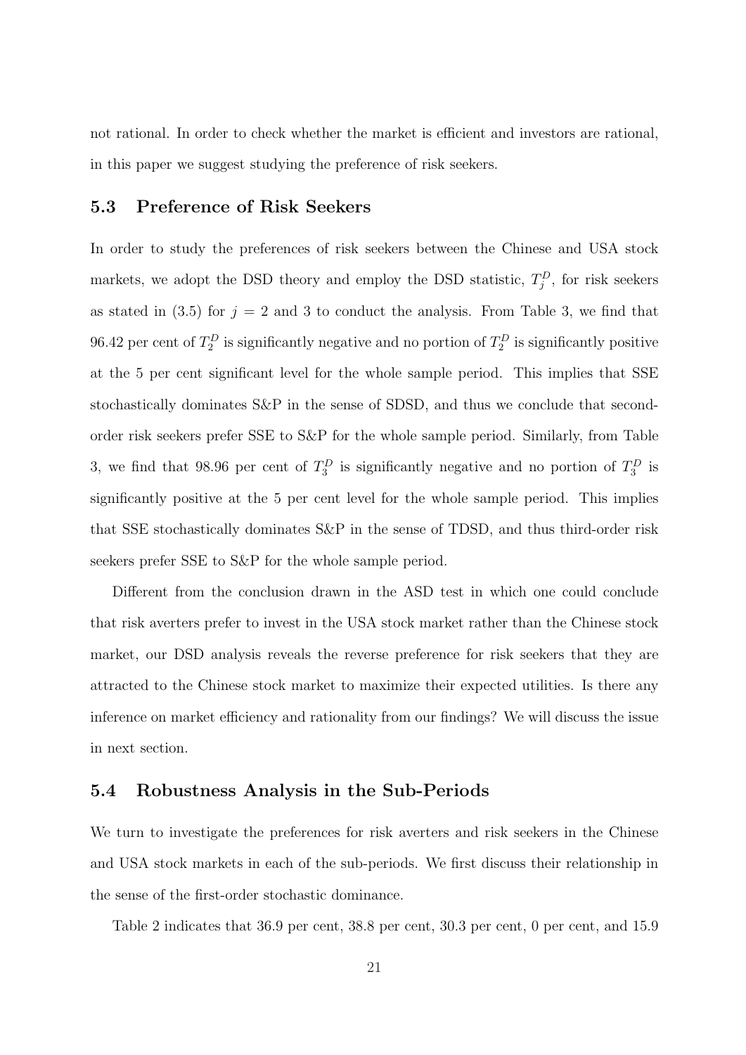not rational. In order to check whether the market is efficient and investors are rational, in this paper we suggest studying the preference of risk seekers.

## 5.3 Preference of Risk Seekers

In order to study the preferences of risk seekers between the Chinese and USA stock markets, we adopt the DSD theory and employ the DSD statistic, $T_j^D$, for risk seekers as stated in (3.5) for $j = 2$ and 3 to conduct the analysis. From Table 3, we find that 96.42 per cent of $T_2^D$ is significantly negative and no portion of $T_2^D$ is significantly positive at the 5 per cent significant level for the whole sample period. This implies that SSE stochastically dominates S&P in the sense of SDSD, and thus we conclude that second-order risk seekers prefer SSE to S&P for the whole sample period. Similarly, from Table 3, we find that 98.96 per cent of $T_3^D$ is significantly negative and no portion of $T_3^D$ is significantly positive at the 5 per cent level for the whole sample period. This implies that SSE stochastically dominates S&P in the sense of TDSD, and thus third-order risk seekers prefer SSE to S&P for the whole sample period.

Different from the conclusion drawn in the ASD test in which one could conclude that risk averters prefer to invest in the USA stock market rather than the Chinese stock market, our DSD analysis reveals the reverse preference for risk seekers that they are attracted to the Chinese stock market to maximize their expected utilities. Is there any inference on market efficiency and rationality from our findings? We will discuss the issue in next section.

## 5.4 Robustness Analysis in the Sub-Periods

We turn to investigate the preferences for risk averters and risk seekers in the Chinese and USA stock markets in each of the sub-periods. We first discuss their relationship in the sense of the first-order stochastic dominance.

Table 2 indicates that 36.9 per cent, 38.8 per cent, 30.3 per cent, 0 per cent, and 15.9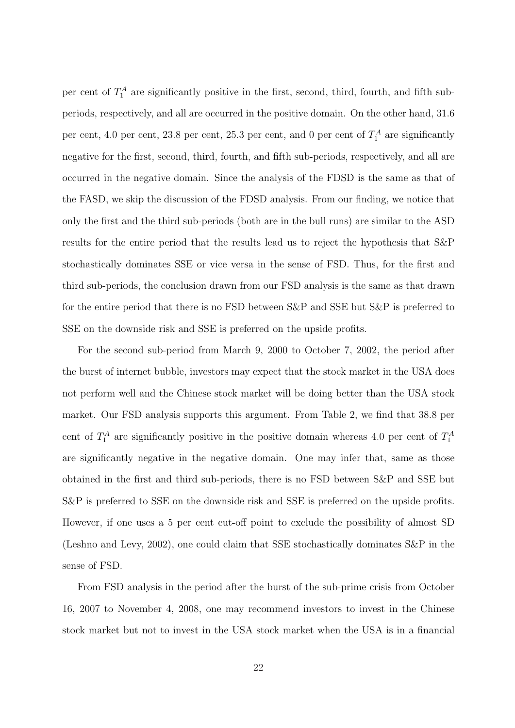per cent of $T_1^A$ are significantly positive in the first, second, third, fourth, and fifth sub-periods, respectively, and all are occurred in the positive domain. On the other hand, 31.6 per cent, 4.0 per cent, 23.8 per cent, 25.3 per cent, and 0 per cent of $T_1^A$ are significantly negative for the first, second, third, fourth, and fifth sub-periods, respectively, and all are occurred in the negative domain. Since the analysis of the FDSD is the same as that of the FASD, we skip the discussion of the FDSD analysis. From our finding, we notice that only the first and the third sub-periods (both are in the bull runs) are similar to the ASD results for the entire period that the results lead us to reject the hypothesis that S&P stochastically dominates SSE or vice versa in the sense of FSD. Thus, for the first and third sub-periods, the conclusion drawn from our FSD analysis is the same as that drawn for the entire period that there is no FSD between S&P and SSE but S&P is preferred to SSE on the downside risk and SSE is preferred on the upside profits.

For the second sub-period from March 9, 2000 to October 7, 2002, the period after the burst of internet bubble, investors may expect that the stock market in the USA does not perform well and the Chinese stock market will be doing better than the USA stock market. Our FSD analysis supports this argument. From Table 2, we find that 38.8 per cent of $T_1^A$ are significantly positive in the positive domain whereas 4.0 per cent of $T_1^A$ are significantly negative in the negative domain. One may infer that, same as those obtained in the first and third sub-periods, there is no FSD between S&P and SSE but S&P is preferred to SSE on the downside risk and SSE is preferred on the upside profits. However, if one uses a 5 per cent cut-off point to exclude the possibility of almost SD (Leshno and Levy, 2002), one could claim that SSE stochastically dominates S&P in the sense of FSD.

From FSD analysis in the period after the burst of the sub-prime crisis from October 16, 2007 to November 4, 2008, one may recommend investors to invest in the Chinese stock market but not to invest in the USA stock market when the USA is in a financial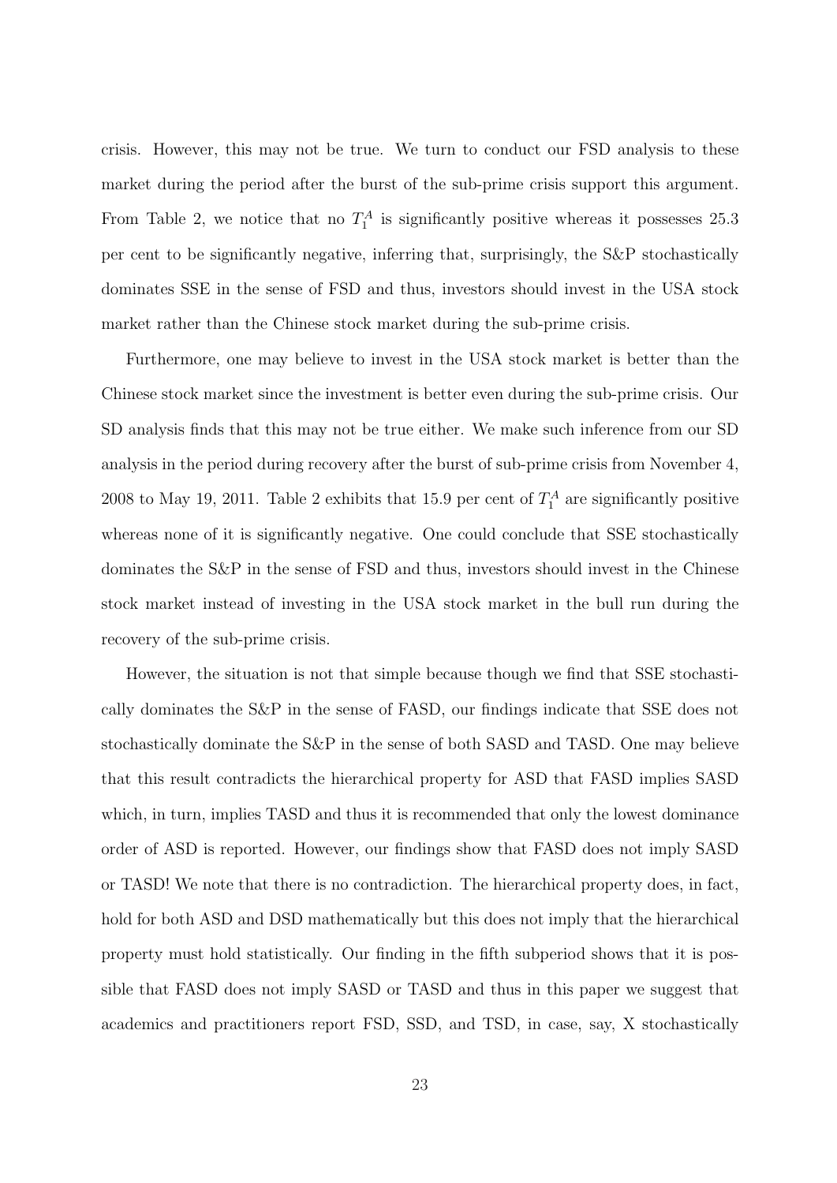crisis. However, this may not be true. We turn to conduct our FSD analysis to these market during the period after the burst of the sub-prime crisis support this argument. From Table 2, we notice that no $T_1^A$ is significantly positive whereas it possesses 25.3 per cent to be significantly negative, inferring that, surprisingly, the S&P stochastically dominates SSE in the sense of FSD and thus, investors should invest in the USA stock market rather than the Chinese stock market during the sub-prime crisis.

Furthermore, one may believe to invest in the USA stock market is better than the Chinese stock market since the investment is better even during the sub-prime crisis. Our SD analysis finds that this may not be true either. We make such inference from our SD analysis in the period during recovery after the burst of sub-prime crisis from November 4, 2008 to May 19, 2011. Table 2 exhibits that 15.9 per cent of $T_1^A$ are significantly positive whereas none of it is significantly negative. One could conclude that SSE stochastically dominates the S&P in the sense of FSD and thus, investors should invest in the Chinese stock market instead of investing in the USA stock market in the bull run during the recovery of the sub-prime crisis.

However, the situation is not that simple because though we find that SSE stochastically dominates the S&P in the sense of FASD, our findings indicate that SSE does not stochastically dominate the S&P in the sense of both SASD and TASD. One may believe that this result contradicts the hierarchical property for ASD that FASD implies SASD which, in turn, implies TASD and thus it is recommended that only the lowest dominance order of ASD is reported. However, our findings show that FASD does not imply SASD or TASD! We note that there is no contradiction. The hierarchical property does, in fact, hold for both ASD and DSD mathematically but this does not imply that the hierarchical property must hold statistically. Our finding in the fifth subperiod shows that it is possible that FASD does not imply SASD or TASD and thus in this paper we suggest that academics and practitioners report FSD, SSD, and TSD, in case, say, X stochastically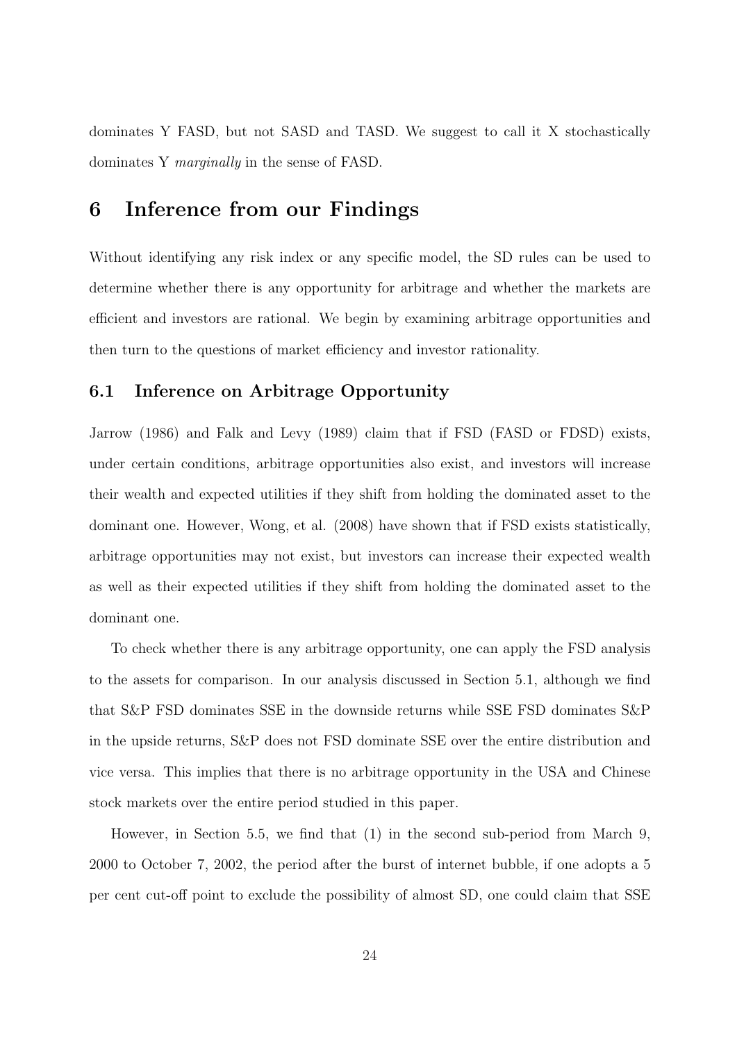dominates Y FASD, but not SASD and TASD. We suggest to call it X stochastically dominates Y *marginally* in the sense of FASD.

# 6 Inference from our Findings

Without identifying any risk index or any specific model, the SD rules can be used to determine whether there is any opportunity for arbitrage and whether the markets are efficient and investors are rational. We begin by examining arbitrage opportunities and then turn to the questions of market efficiency and investor rationality.

## 6.1 Inference on Arbitrage Opportunity

Jarrow (1986) and Falk and Levy (1989) claim that if FSD (FASD or FDSD) exists, under certain conditions, arbitrage opportunities also exist, and investors will increase their wealth and expected utilities if they shift from holding the dominated asset to the dominant one. However, Wong, et al. (2008) have shown that if FSD exists statistically, arbitrage opportunities may not exist, but investors can increase their expected wealth as well as their expected utilities if they shift from holding the dominated asset to the dominant one.

To check whether there is any arbitrage opportunity, one can apply the FSD analysis to the assets for comparison. In our analysis discussed in Section 5.1, although we find that S&P FSD dominates SSE in the downside returns while SSE FSD dominates S&P in the upside returns, S&P does not FSD dominate SSE over the entire distribution and vice versa. This implies that there is no arbitrage opportunity in the USA and Chinese stock markets over the entire period studied in this paper.

However, in Section 5.5, we find that (1) in the second sub-period from March 9, 2000 to October 7, 2002, the period after the burst of internet bubble, if one adopts a 5 per cent cut-off point to exclude the possibility of almost SD, one could claim that SSE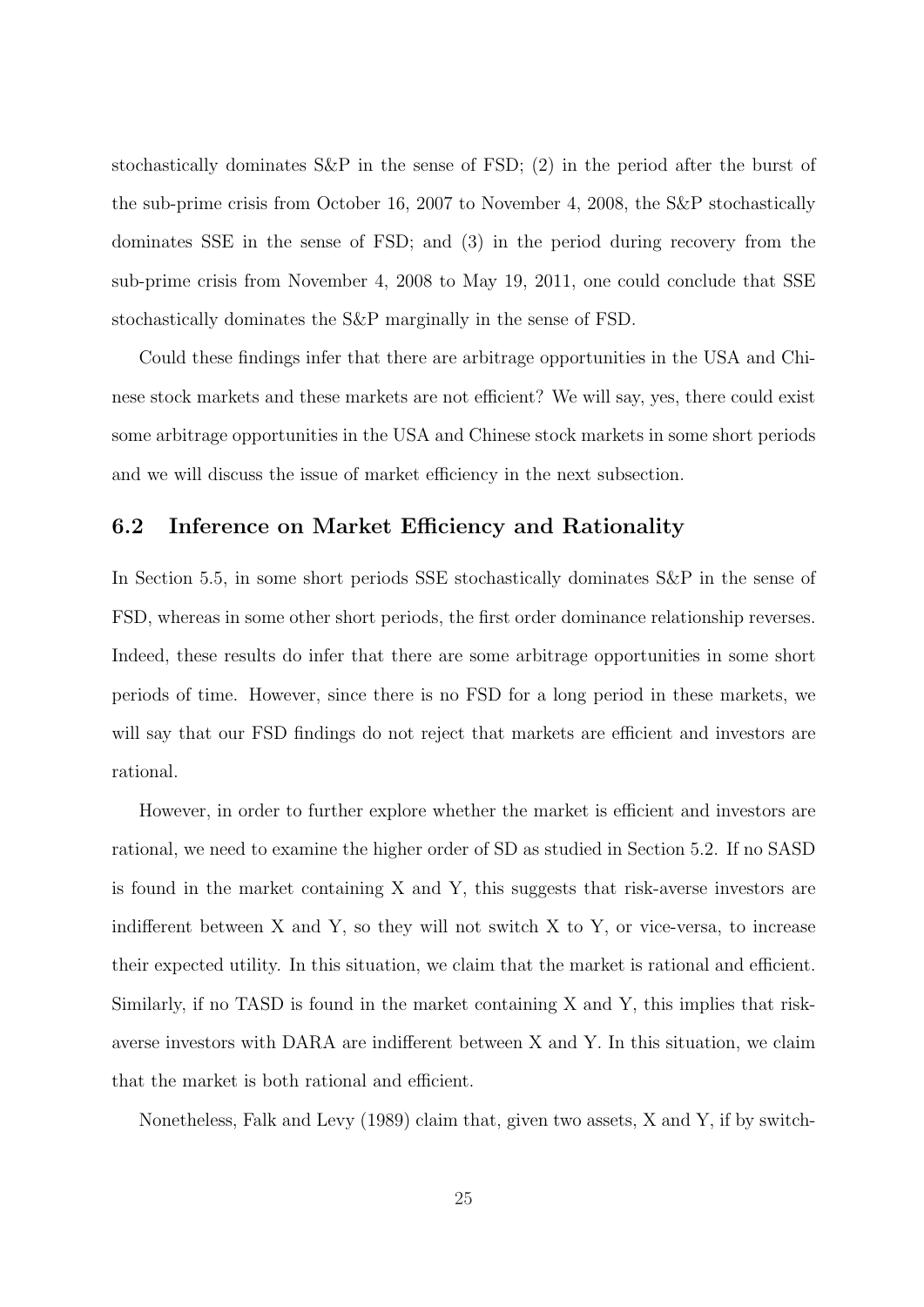stochastically dominates S&P in the sense of FSD; (2) in the period after the burst of the sub-prime crisis from October 16, 2007 to November 4, 2008, the S&P stochastically dominates SSE in the sense of FSD; and (3) in the period during recovery from the sub-prime crisis from November 4, 2008 to May 19, 2011, one could conclude that SSE stochastically dominates the S&P marginally in the sense of FSD.

Could these findings infer that there are arbitrage opportunities in the USA and Chinese stock markets and these markets are not efficient? We will say, yes, there could exist some arbitrage opportunities in the USA and Chinese stock markets in some short periods and we will discuss the issue of market efficiency in the next subsection.

## 6.2 Inference on Market Efficiency and Rationality

In Section 5.5, in some short periods SSE stochastically dominates S&P in the sense of FSD, whereas in some other short periods, the first order dominance relationship reverses. Indeed, these results do infer that there are some arbitrage opportunities in some short periods of time. However, since there is no FSD for a long period in these markets, we will say that our FSD findings do not reject that markets are efficient and investors are rational.

However, in order to further explore whether the market is efficient and investors are rational, we need to examine the higher order of SD as studied in Section 5.2. If no SASD is found in the market containing X and Y, this suggests that risk-averse investors are indifferent between X and Y, so they will not switch X to Y, or vice-versa, to increase their expected utility. In this situation, we claim that the market is rational and efficient. Similarly, if no TASD is found in the market containing X and Y, this implies that risk-averse investors with DARA are indifferent between X and Y. In this situation, we claim that the market is both rational and efficient.

Nonetheless, Falk and Levy (1989) claim that, given two assets, X and Y, if by switch-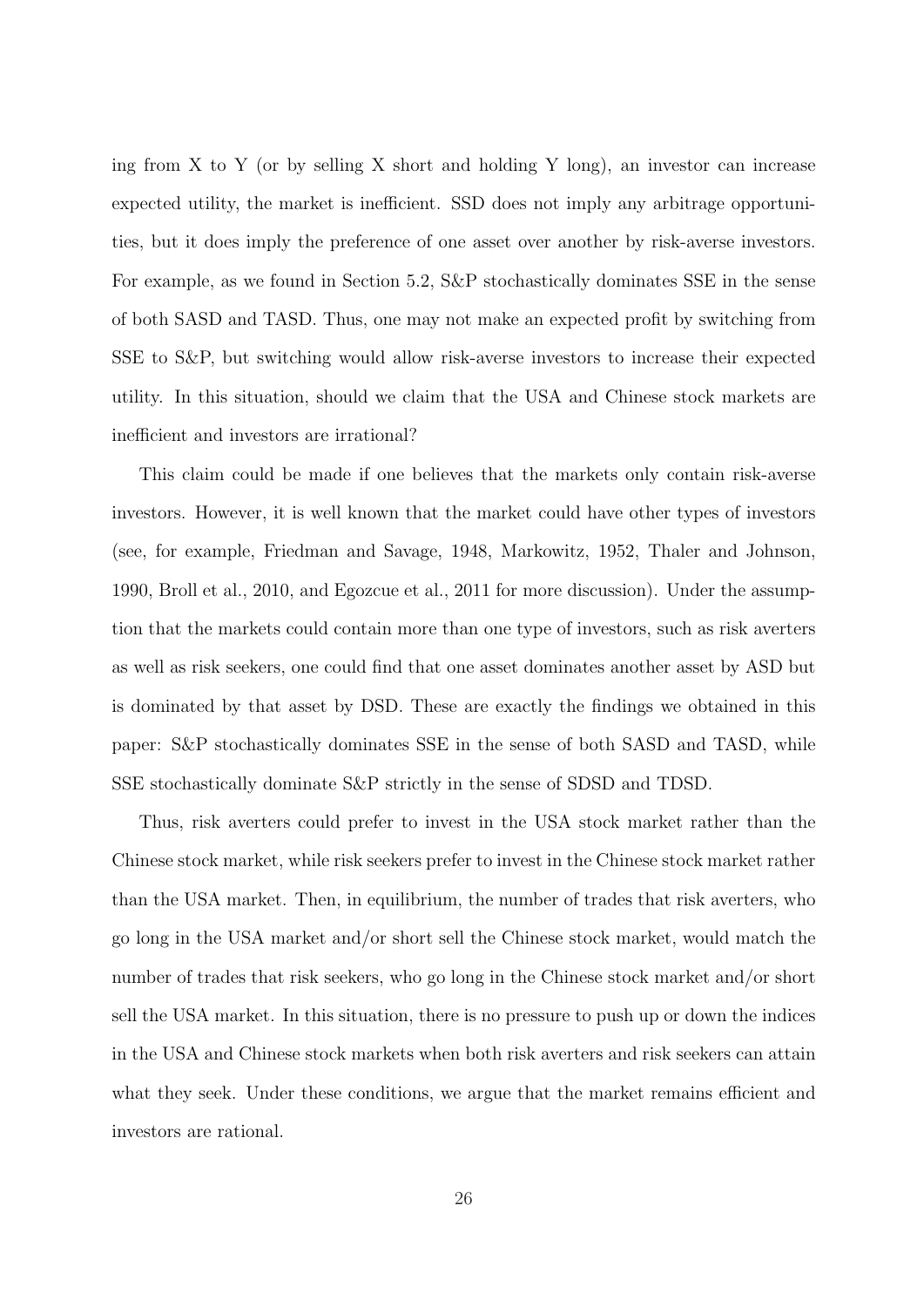ing from X to Y (or by selling X short and holding Y long), an investor can increase expected utility, the market is inefficient. SSD does not imply any arbitrage opportunities, but it does imply the preference of one asset over another by risk-averse investors. For example, as we found in Section 5.2, S&P stochastically dominates SSE in the sense of both SASD and TASD. Thus, one may not make an expected profit by switching from SSE to S&P, but switching would allow risk-averse investors to increase their expected utility. In this situation, should we claim that the USA and Chinese stock markets are inefficient and investors are irrational?

This claim could be made if one believes that the markets only contain risk-averse investors. However, it is well known that the market could have other types of investors (see, for example, Friedman and Savage, 1948, Markowitz, 1952, Thaler and Johnson, 1990, Broll et al., 2010, and Egozcue et al., 2011 for more discussion). Under the assumption that the markets could contain more than one type of investors, such as risk averters as well as risk seekers, one could find that one asset dominates another asset by ASD but is dominated by that asset by DSD. These are exactly the findings we obtained in this paper: S&P stochastically dominates SSE in the sense of both SASD and TASD, while SSE stochastically dominate S&P strictly in the sense of SDSD and TDSD.

Thus, risk averters could prefer to invest in the USA stock market rather than the Chinese stock market, while risk seekers prefer to invest in the Chinese stock market rather than the USA market. Then, in equilibrium, the number of trades that risk averters, who go long in the USA market and/or short sell the Chinese stock market, would match the number of trades that risk seekers, who go long in the Chinese stock market and/or short sell the USA market. In this situation, there is no pressure to push up or down the indices in the USA and Chinese stock markets when both risk averters and risk seekers can attain what they seek. Under these conditions, we argue that the market remains efficient and investors are rational.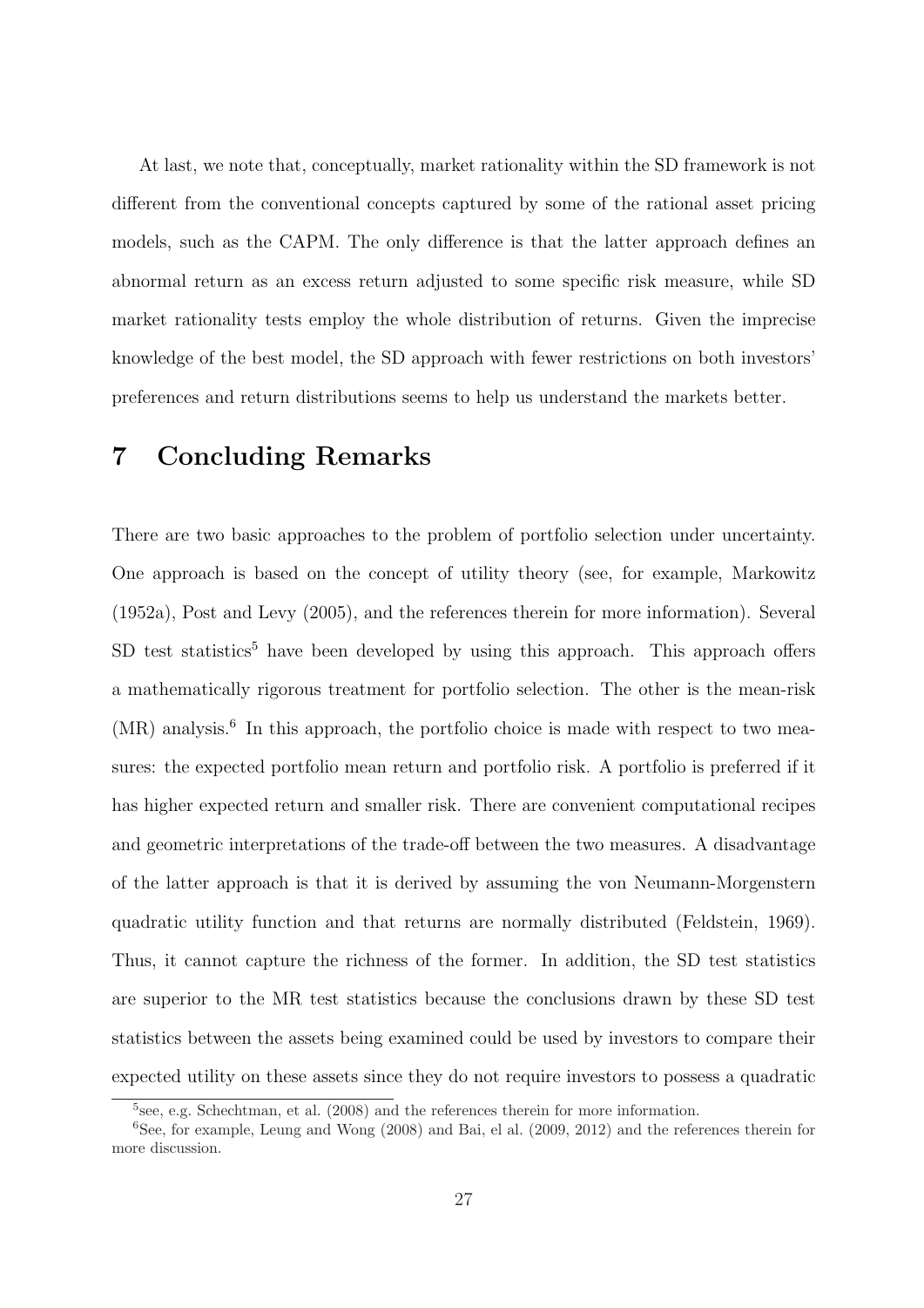At last, we note that, conceptually, market rationality within the SD framework is not different from the conventional concepts captured by some of the rational asset pricing models, such as the CAPM. The only difference is that the latter approach defines an abnormal return as an excess return adjusted to some specific risk measure, while SD market rationality tests employ the whole distribution of returns. Given the imprecise knowledge of the best model, the SD approach with fewer restrictions on both investors' preferences and return distributions seems to help us understand the markets better.

# 7 Concluding Remarks

There are two basic approaches to the problem of portfolio selection under uncertainty. One approach is based on the concept of utility theory (see, for example, Markowitz (1952a), Post and Levy (2005), and the references therein for more information). Several SD test statistics[5] have been developed by using this approach. This approach offers a mathematically rigorous treatment for portfolio selection. The other is the mean-risk (MR) analysis.[6] In this approach, the portfolio choice is made with respect to two measures: the expected portfolio mean return and portfolio risk. A portfolio is preferred if it has higher expected return and smaller risk. There are convenient computational recipes and geometric interpretations of the trade-off between the two measures. A disadvantage of the latter approach is that it is derived by assuming the von Neumann-Morgenstern quadratic utility function and that returns are normally distributed (Feldstein, 1969). Thus, it cannot capture the richness of the former. In addition, the SD test statistics are superior to the MR test statistics because the conclusions drawn by these SD test statistics between the assets being examined could be used by investors to compare their expected utility on these assets since they do not require investors to possess a quadratic

[5] see, e.g. Schechtman, et al. (2008) and the references therein for more information.

[6] See, for example, Leung and Wong (2008) and Bai, el al. (2009, 2012) and the references therein for more discussion.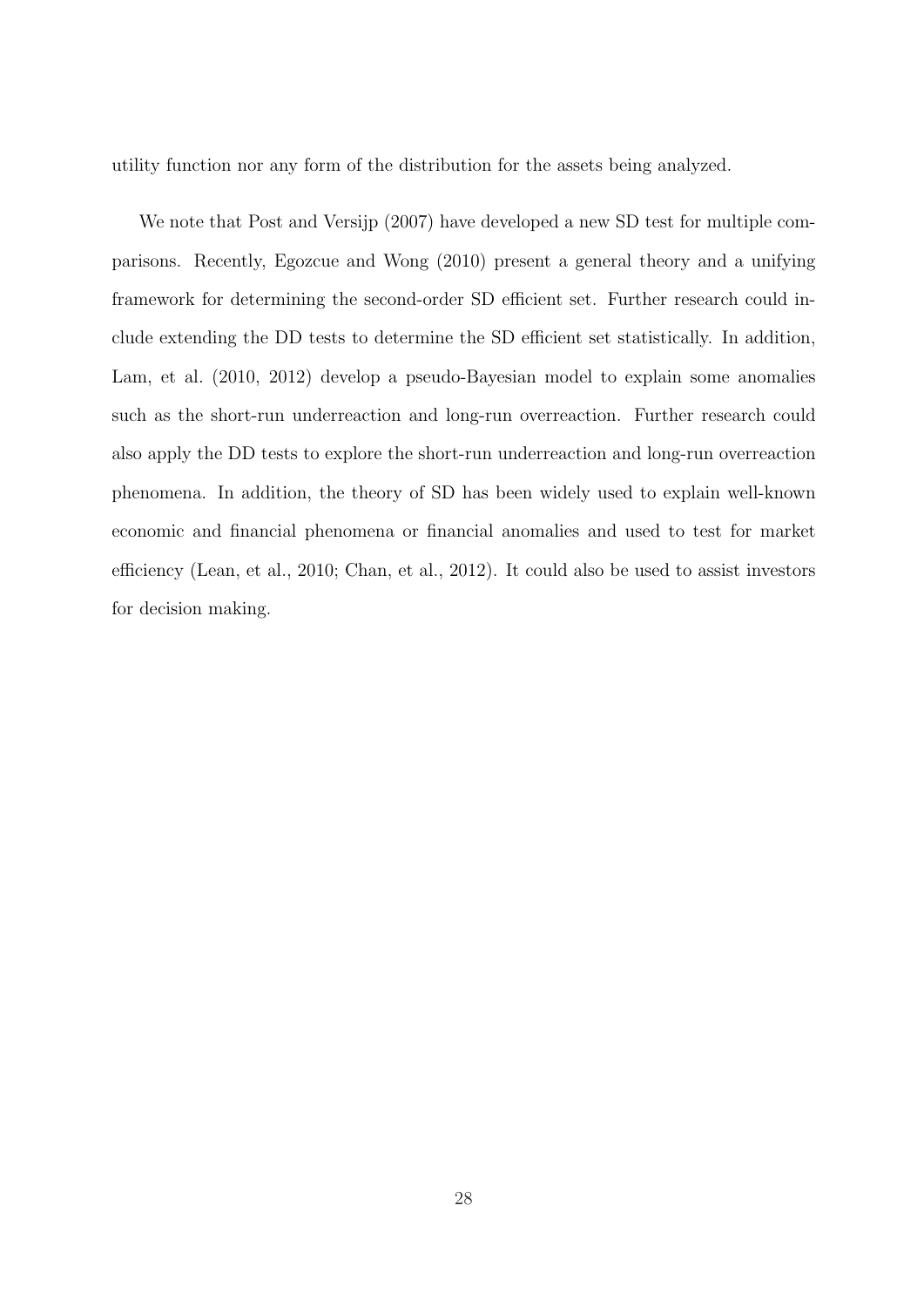utility function nor any form of the distribution for the assets being analyzed.

We note that Post and Versijp (2007) have developed a new SD test for multiple comparisons. Recently, Egozcue and Wong (2010) present a general theory and a unifying framework for determining the second-order SD efficient set. Further research could include extending the DD tests to determine the SD efficient set statistically. In addition, Lam, et al. (2010, 2012) develop a pseudo-Bayesian model to explain some anomalies such as the short-run underreaction and long-run overreaction. Further research could also apply the DD tests to explore the short-run underreaction and long-run overreaction phenomena. In addition, the theory of SD has been widely used to explain well-known economic and financial phenomena or financial anomalies and used to test for market efficiency (Lean, et al., 2010; Chan, et al., 2012). It could also be used to assist investors for decision making.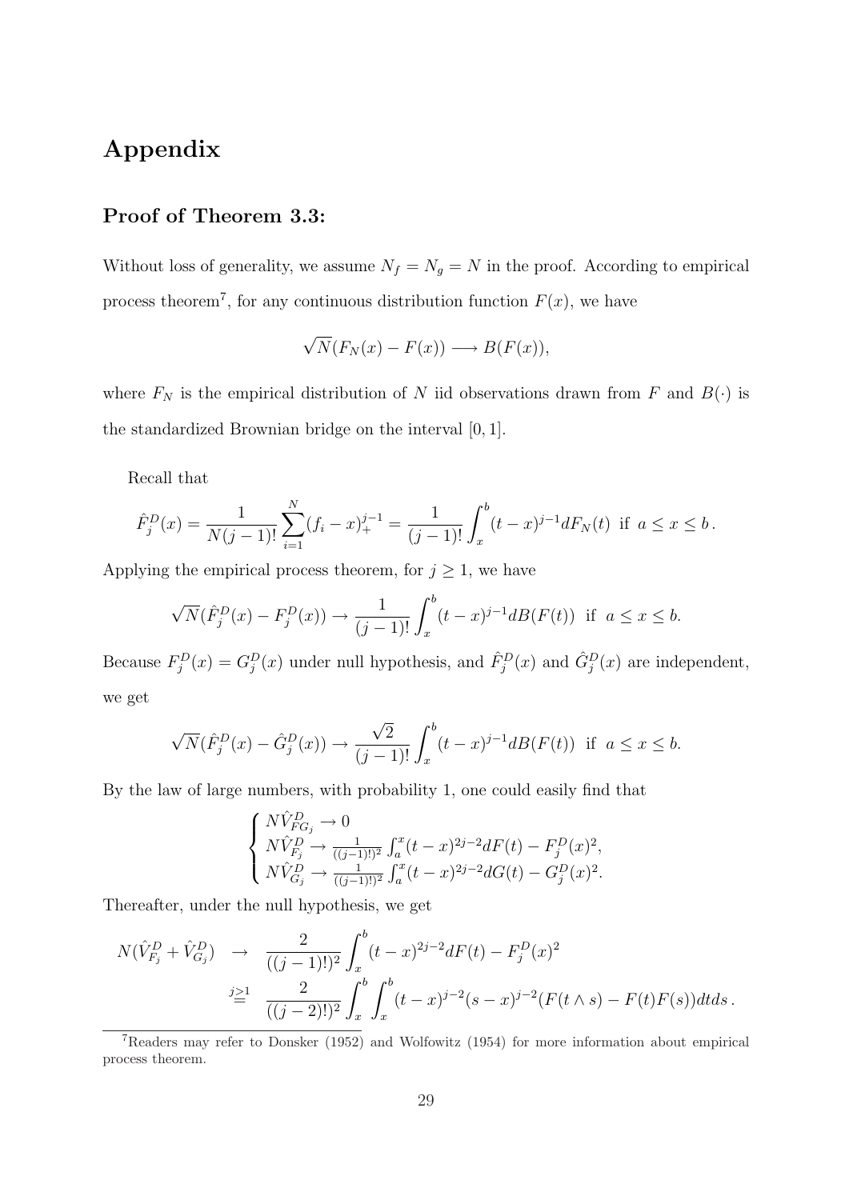# Appendix

## Proof of Theorem 3.3:

Without loss of generality, we assume $N_f = N_g = N$ in the proof. According to empirical process theorem[7], for any continuous distribution function $F(x)$, we have

$$\sqrt{N}(F_N(x) - F(x)) \longrightarrow B(F(x)),$$

where $F_N$ is the empirical distribution of $N$ iid observations drawn from $F$ and $B(\cdot)$ is the standardized Brownian bridge on the interval $[0, 1]$.

Recall that

$$\hat{F}_j^D(x) = \frac{1}{N(j-1)!}\sum_{i=1}^{N}(f_i - x)_+^{j-1} = \frac{1}{(j-1)!}\int_x^b (t-x)^{j-1}dF_N(t) \text{ if } a \le x \le b\,.$$

Applying the empirical process theorem, for $j \ge 1$, we have

$$\sqrt{N}(\hat{F}_j^D(x) - F_j^D(x)) \to \frac{1}{(j-1)!}\int_x^b (t-x)^{j-1}dB(F(t)) \text{ if } a \le x \le b.$$

Because $F_j^D(x) = G_j^D(x)$ under null hypothesis, and $\hat{F}_j^D(x)$ and $\hat{G}_j^D(x)$ are independent, we get

$$\sqrt{N}(\hat{F}_j^D(x) - \hat{G}_j^D(x)) \to \frac{\sqrt{2}}{(j-1)!}\int_x^b (t-x)^{j-1}dB(F(t)) \text{ if } a \le x \le b.$$

By the law of large numbers, with probability 1, one could easily find that

$$\begin{cases} N\hat{V}_{FG_j}^D \to 0 \\ N\hat{V}_{F_j}^D \to \frac{1}{((j-1)!)^2}\int_a^x (t-x)^{2j-2}dF(t) - F_j^D(x)^2, \\ N\hat{V}_{G_j}^D \to \frac{1}{((j-1)!)^2}\int_a^x (t-x)^{2j-2}dG(t) - G_j^D(x)^2. \end{cases}$$

Thereafter, under the null hypothesis, we get

$$\begin{aligned} N(\hat{V}_{F_j}^D + \hat{V}_{G_j}^D) &\to \frac{2}{((j-1)!)^2}\int_x^b (t-x)^{2j-2}dF(t) - F_j^D(x)^2 \\ &\overset{j\ge 1}{=} \frac{2}{((j-2)!)^2}\int_x^b\int_x^b (t-x)^{j-2}(s-x)^{j-2}(F(t\wedge s) - F(t)F(s))dtds\,. \end{aligned}$$

[7] Readers may refer to Donsker (1952) and Wolfowitz (1954) for more information about empirical process theorem.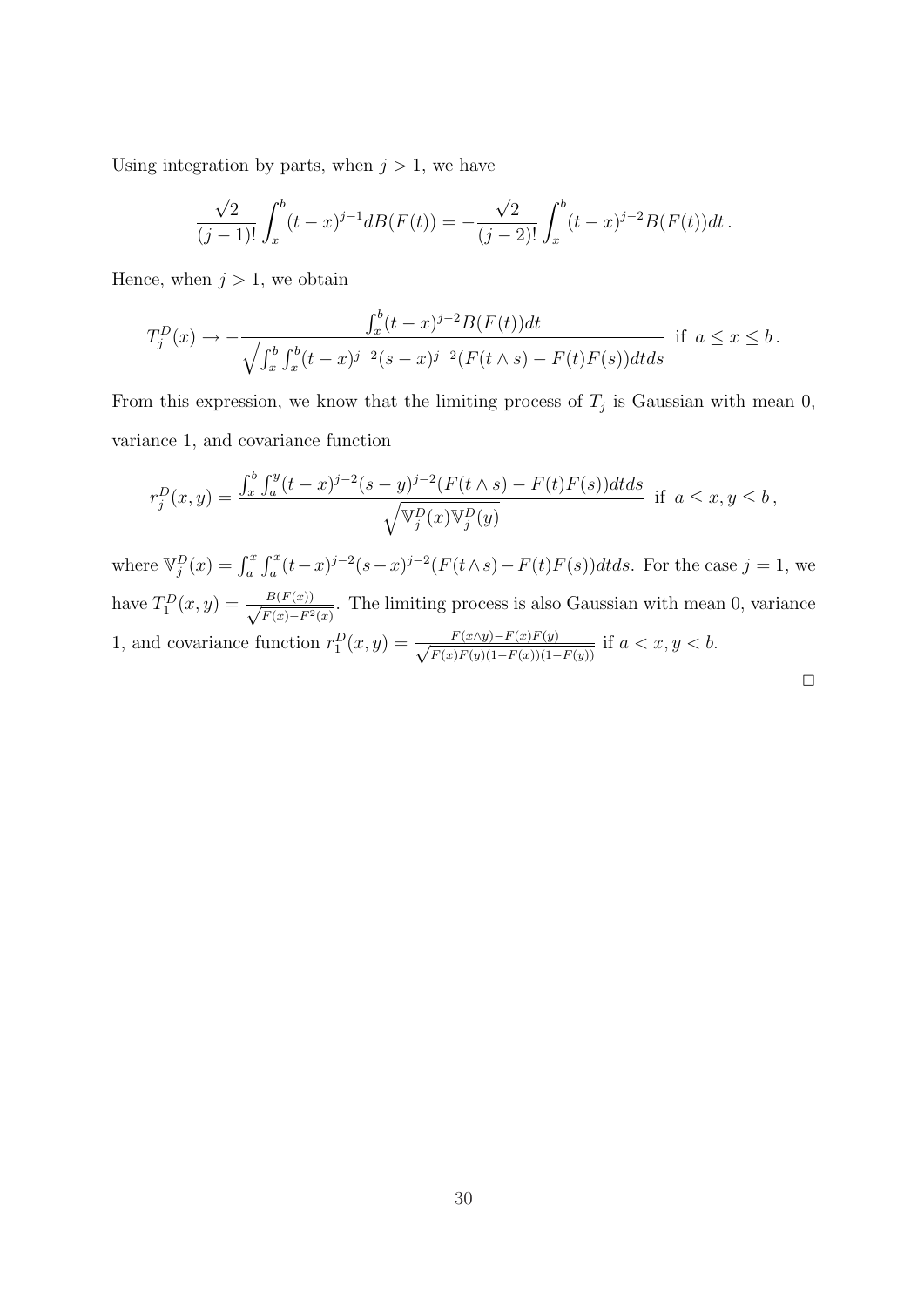Using integration by parts, when $j > 1$, we have

$$\frac{\sqrt{2}}{(j-1)!}\int_x^b (t-x)^{j-1} dB(F(t)) = -\frac{\sqrt{2}}{(j-2)!}\int_x^b (t-x)^{j-2} B(F(t)) dt \,.$$

Hence, when $j > 1$, we obtain

$$T_j^D(x) \to -\frac{\int_x^b (t-x)^{j-2} B(F(t)) dt}{\sqrt{\int_x^b \int_x^b (t-x)^{j-2}(s-x)^{j-2}(F(t\wedge s) - F(t)F(s)) dt ds}} \text{ if } a \leq x \leq b \,.$$

From this expression, we know that the limiting process of $T_j$ is Gaussian with mean 0, variance 1, and covariance function

$$r_j^D(x,y) = \frac{\int_x^b \int_a^y (t-x)^{j-2}(s-y)^{j-2}(F(t\wedge s) - F(t)F(s)) dt ds}{\sqrt{\mathbb{V}_j^D(x)\mathbb{V}_j^D(y)}} \text{ if } a \leq x, y \leq b \,,$$

where $\mathbb{V}_j^D(x) = \int_a^x \int_a^x (t-x)^{j-2}(s-x)^{j-2}(F(t\wedge s) - F(t)F(s)) dt ds$. For the case $j = 1$, we have $T_1^D(x,y) = \frac{B(F(x))}{\sqrt{F(x)-F^2(x)}}$. The limiting process is also Gaussian with mean 0, variance 1, and covariance function $r_1^D(x,y) = \frac{F(x\wedge y) - F(x)F(y)}{\sqrt{F(x)F(y)(1-F(x))(1-F(y))}}$ if $a < x, y < b$.

□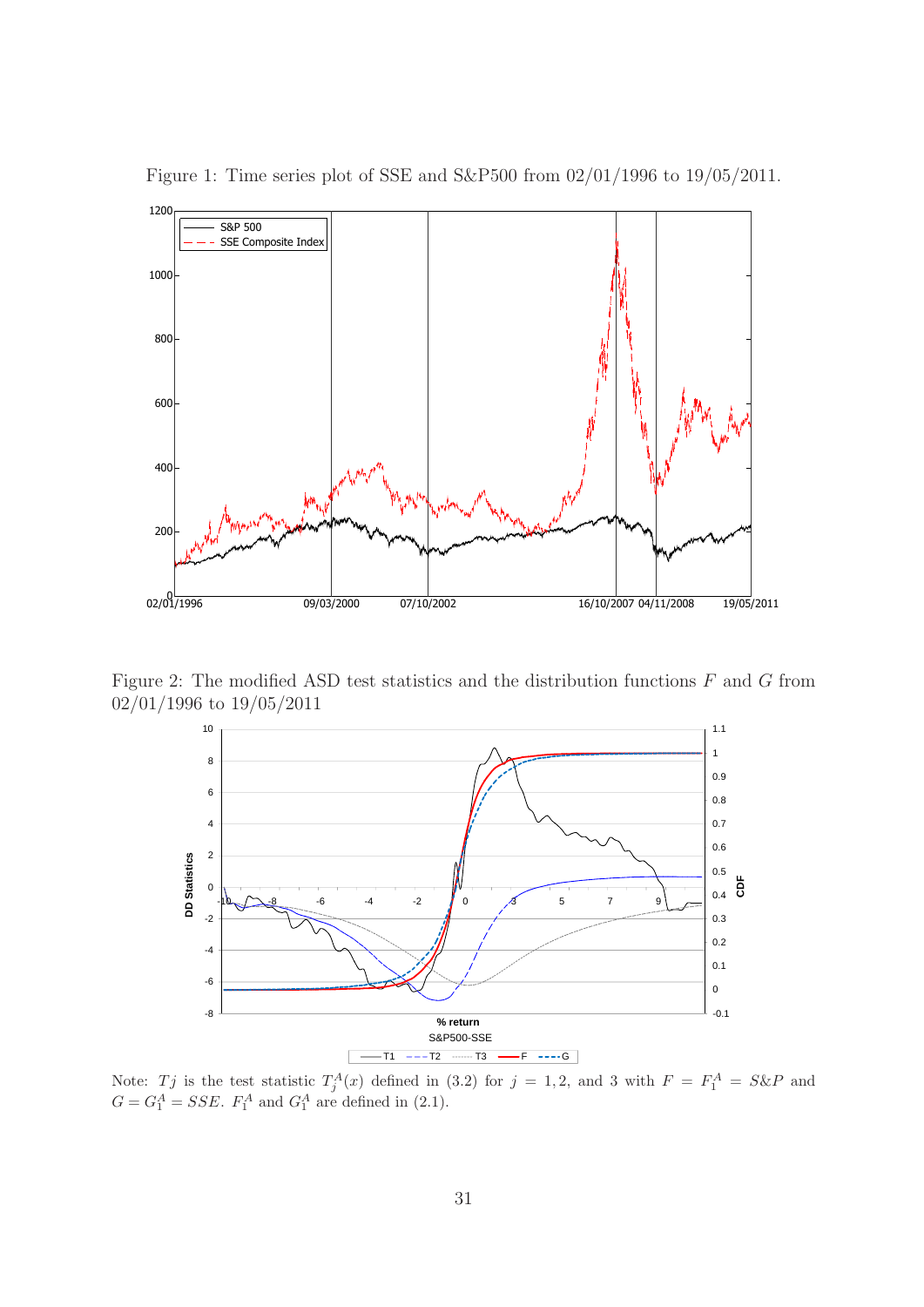Figure 1: Time series plot of SSE and S&P500 from 02/01/1996 to 19/05/2011.

Figure 2: The modified ASD test statistics and the distribution functions $F$ and $G$ from 02/01/1996 to 19/05/2011

Note: $Tj$ is the test statistic $T_j^A(x)$ defined in (3.2) for $j = 1, 2$, and 3 with $F = F_1^A = S\&P$ and $G = G_1^A = SSE$. $F_1^A$ and $G_1^A$ are defined in (2.1).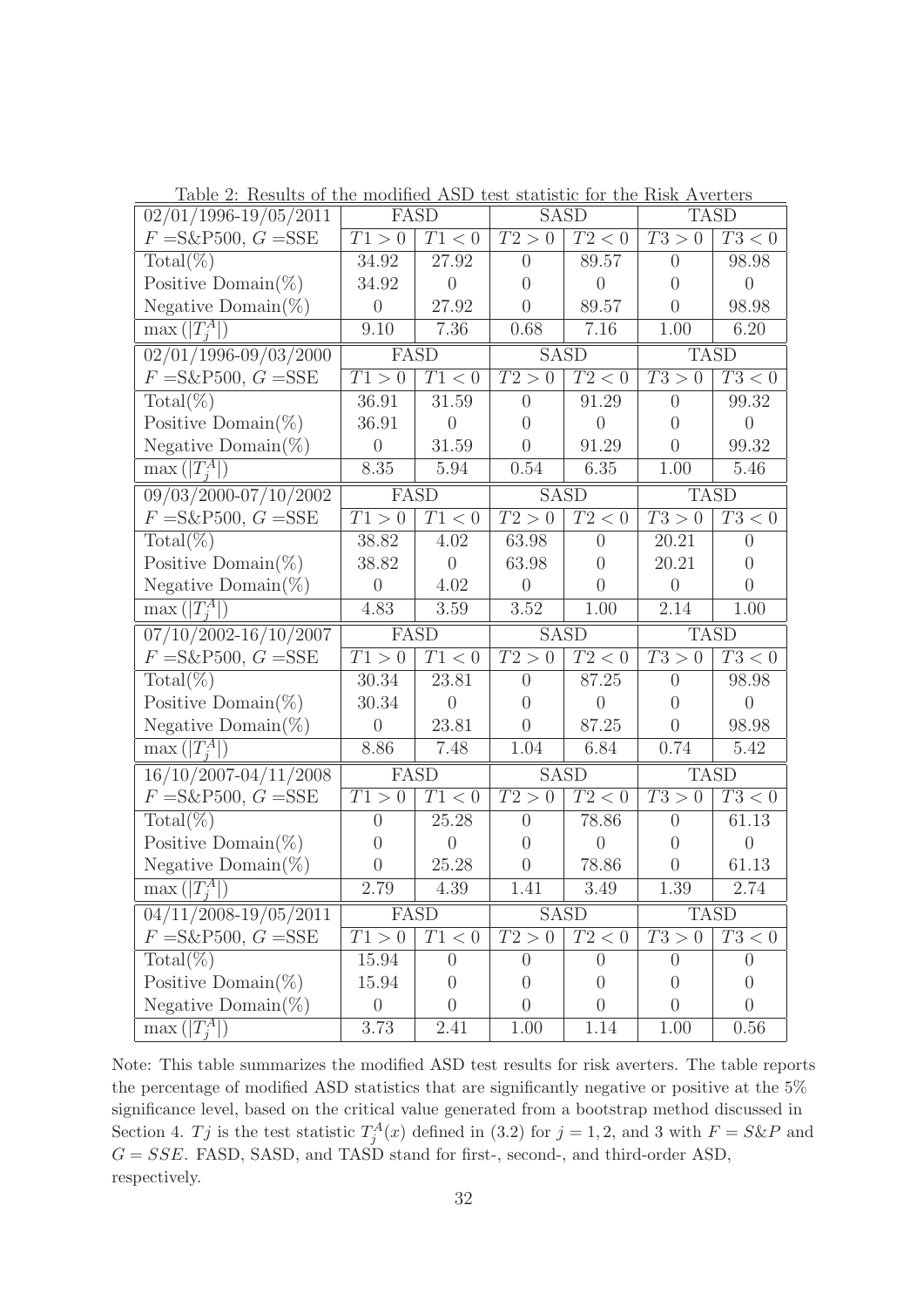Table 2: Results of the modified ASD test statistic for the Risk Averters

| 02/01/1996-19/05/2011 | FASD | | SASD | | TASD | |
|---|---|---|---|---|---|---|
| $F$ =S&P500, $G$ =SSE | $T1>0$ | $T1<0$ | $T2>0$ | $T2<0$ | $T3>0$ | $T3<0$ |
| Total(%) | 34.92 | 27.92 | 0 | 89.57 | 0 | 98.98 |
| Positive Domain(%) | 34.92 | 0 | 0 | 0 | 0 | 0 |
| Negative Domain(%) | 0 | 27.92 | 0 | 89.57 | 0 | 98.98 |
| $\max(\lvert T_j^A \rvert)$ | 9.10 | 7.36 | 0.68 | 7.16 | 1.00 | 6.20 |
| **02/01/1996-09/03/2000** | **FASD** | | **SASD** | | **TASD** | |
| $F$ =S&P500, $G$ =SSE | $T1>0$ | $T1<0$ | $T2>0$ | $T2<0$ | $T3>0$ | $T3<0$ |
| Total(%) | 36.91 | 31.59 | 0 | 91.29 | 0 | 99.32 |
| Positive Domain(%) | 36.91 | 0 | 0 | 0 | 0 | 0 |
| Negative Domain(%) | 0 | 31.59 | 0 | 91.29 | 0 | 99.32 |
| $\max(\lvert T_j^A \rvert)$ | 8.35 | 5.94 | 0.54 | 6.35 | 1.00 | 5.46 |
| **09/03/2000-07/10/2002** | **FASD** | | **SASD** | | **TASD** | |
| $F$ =S&P500, $G$ =SSE | $T1>0$ | $T1<0$ | $T2>0$ | $T2<0$ | $T3>0$ | $T3<0$ |
| Total(%) | 38.82 | 4.02 | 63.98 | 0 | 20.21 | 0 |
| Positive Domain(%) | 38.82 | 0 | 63.98 | 0 | 20.21 | 0 |
| Negative Domain(%) | 0 | 4.02 | 0 | 0 | 0 | 0 |
| $\max(\lvert T_j^A \rvert)$ | 4.83 | 3.59 | 3.52 | 1.00 | 2.14 | 1.00 |
| **07/10/2002-16/10/2007** | **FASD** | | **SASD** | | **TASD** | |
| $F$ =S&P500, $G$ =SSE | $T1>0$ | $T1<0$ | $T2>0$ | $T2<0$ | $T3>0$ | $T3<0$ |
| Total(%) | 30.34 | 23.81 | 0 | 87.25 | 0 | 98.98 |
| Positive Domain(%) | 30.34 | 0 | 0 | 0 | 0 | 0 |
| Negative Domain(%) | 0 | 23.81 | 0 | 87.25 | 0 | 98.98 |
| $\max(\lvert T_j^A \rvert)$ | 8.86 | 7.48 | 1.04 | 6.84 | 0.74 | 5.42 |
| **16/10/2007-04/11/2008** | **FASD** | | **SASD** | | **TASD** | |
| $F$ =S&P500, $G$ =SSE | $T1>0$ | $T1<0$ | $T2>0$ | $T2<0$ | $T3>0$ | $T3<0$ |
| Total(%) | 0 | 25.28 | 0 | 78.86 | 0 | 61.13 |
| Positive Domain(%) | 0 | 0 | 0 | 0 | 0 | 0 |
| Negative Domain(%) | 0 | 25.28 | 0 | 78.86 | 0 | 61.13 |
| $\max(\lvert T_j^A \rvert)$ | 2.79 | 4.39 | 1.41 | 3.49 | 1.39 | 2.74 |
| **04/11/2008-19/05/2011** | **FASD** | | **SASD** | | **TASD** | |
| $F$ =S&P500, $G$ =SSE | $T1>0$ | $T1<0$ | $T2>0$ | $T2<0$ | $T3>0$ | $T3<0$ |
| Total(%) | 15.94 | 0 | 0 | 0 | 0 | 0 |
| Positive Domain(%) | 15.94 | 0 | 0 | 0 | 0 | 0 |
| Negative Domain(%) | 0 | 0 | 0 | 0 | 0 | 0 |
| $\max(\lvert T_j^A \rvert)$ | 3.73 | 2.41 | 1.00 | 1.14 | 1.00 | 0.56 |

Note: This table summarizes the modified ASD test results for risk averters. The table reports the percentage of modified ASD statistics that are significantly negative or positive at the 5% significance level, based on the critical value generated from a bootstrap method discussed in Section 4. $Tj$ is the test statistic $T_j^A(x)$ defined in (3.2) for $j = 1, 2$, and 3 with $F = S\&P$ and $G = SSE$. FASD, SASD, and TASD stand for first-, second-, and third-order ASD, respectively.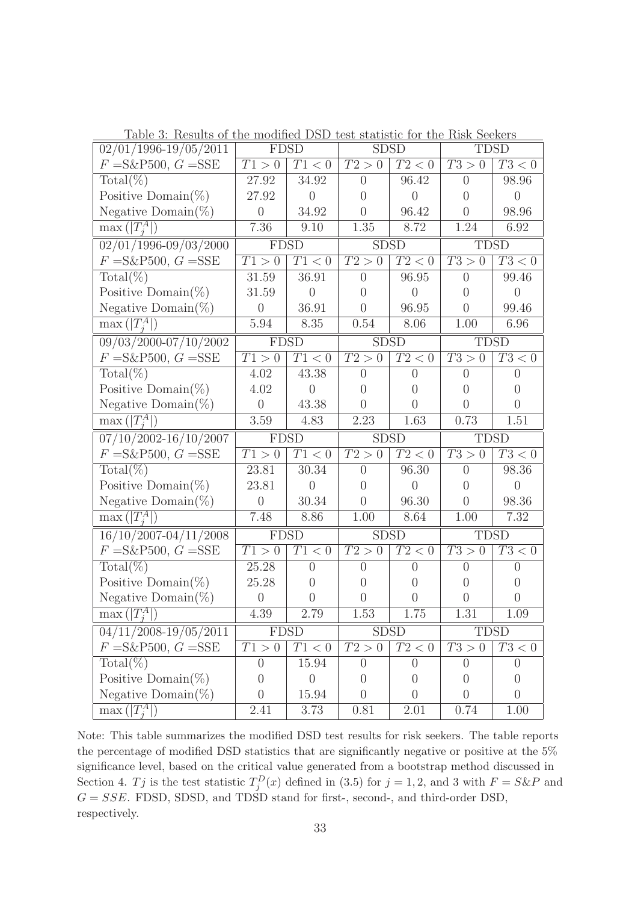Table 3: Results of the modified DSD test statistic for the Risk Seekers

| 02/01/1996-19/05/2011 | FDSD | | SDSD | | TDSD | |
|---|---|---|---|---|---|---|
| $F$ =S&P500, $G$ =SSE | $T1>0$ | $T1<0$ | $T2>0$ | $T2<0$ | $T3>0$ | $T3<0$ |
| Total(%) | 27.92 | 34.92 | 0 | 96.42 | 0 | 98.96 |
| Positive Domain(%) | 27.92 | 0 | 0 | 0 | 0 | 0 |
| Negative Domain(%) | 0 | 34.92 | 0 | 96.42 | 0 | 98.96 |
| $\max(\lvert T_j^A \rvert)$ | 7.36 | 9.10 | 1.35 | 8.72 | 1.24 | 6.92 |
| **02/01/1996-09/03/2000** | **FDSD** | | **SDSD** | | **TDSD** | |
| $F$ =S&P500, $G$ =SSE | $T1>0$ | $T1<0$ | $T2>0$ | $T2<0$ | $T3>0$ | $T3<0$ |
| Total(%) | 31.59 | 36.91 | 0 | 96.95 | 0 | 99.46 |
| Positive Domain(%) | 31.59 | 0 | 0 | 0 | 0 | 0 |
| Negative Domain(%) | 0 | 36.91 | 0 | 96.95 | 0 | 99.46 |
| $\max(\lvert T_j^A \rvert)$ | 5.94 | 8.35 | 0.54 | 8.06 | 1.00 | 6.96 |
| **09/03/2000-07/10/2002** | **FDSD** | | **SDSD** | | **TDSD** | |
| $F$ =S&P500, $G$ =SSE | $T1>0$ | $T1<0$ | $T2>0$ | $T2<0$ | $T3>0$ | $T3<0$ |
| Total(%) | 4.02 | 43.38 | 0 | 0 | 0 | 0 |
| Positive Domain(%) | 4.02 | 0 | 0 | 0 | 0 | 0 |
| Negative Domain(%) | 0 | 43.38 | 0 | 0 | 0 | 0 |
| $\max(\lvert T_j^A \rvert)$ | 3.59 | 4.83 | 2.23 | 1.63 | 0.73 | 1.51 |
| **07/10/2002-16/10/2007** | **FDSD** | | **SDSD** | | **TDSD** | |
| $F$ =S&P500, $G$ =SSE | $T1>0$ | $T1<0$ | $T2>0$ | $T2<0$ | $T3>0$ | $T3<0$ |
| Total(%) | 23.81 | 30.34 | 0 | 96.30 | 0 | 98.36 |
| Positive Domain(%) | 23.81 | 0 | 0 | 0 | 0 | 0 |
| Negative Domain(%) | 0 | 30.34 | 0 | 96.30 | 0 | 98.36 |
| $\max(\lvert T_j^A \rvert)$ | 7.48 | 8.86 | 1.00 | 8.64 | 1.00 | 7.32 |
| **16/10/2007-04/11/2008** | **FDSD** | | **SDSD** | | **TDSD** | |
| $F$ =S&P500, $G$ =SSE | $T1>0$ | $T1<0$ | $T2>0$ | $T2<0$ | $T3>0$ | $T3<0$ |
| Total(%) | 25.28 | 0 | 0 | 0 | 0 | 0 |
| Positive Domain(%) | 25.28 | 0 | 0 | 0 | 0 | 0 |
| Negative Domain(%) | 0 | 0 | 0 | 0 | 0 | 0 |
| $\max(\lvert T_j^A \rvert)$ | 4.39 | 2.79 | 1.53 | 1.75 | 1.31 | 1.09 |
| **04/11/2008-19/05/2011** | **FDSD** | | **SDSD** | | **TDSD** | |
| $F$ =S&P500, $G$ =SSE | $T1>0$ | $T1<0$ | $T2>0$ | $T2<0$ | $T3>0$ | $T3<0$ |
| Total(%) | 0 | 15.94 | 0 | 0 | 0 | 0 |
| Positive Domain(%) | 0 | 0 | 0 | 0 | 0 | 0 |
| Negative Domain(%) | 0 | 15.94 | 0 | 0 | 0 | 0 |
| $\max(\lvert T_j^A \rvert)$ | 2.41 | 3.73 | 0.81 | 2.01 | 0.74 | 1.00 |

Note: This table summarizes the modified DSD test results for risk seekers. The table reports the percentage of modified DSD statistics that are significantly negative or positive at the 5% significance level, based on the critical value generated from a bootstrap method discussed in Section 4. $Tj$ is the test statistic $T_j^D(x)$ defined in (3.5) for $j = 1, 2$, and 3 with $F = S\&P$ and $G = SSE$. FDSD, SDSD, and TDSD stand for first-, second-, and third-order DSD, respectively.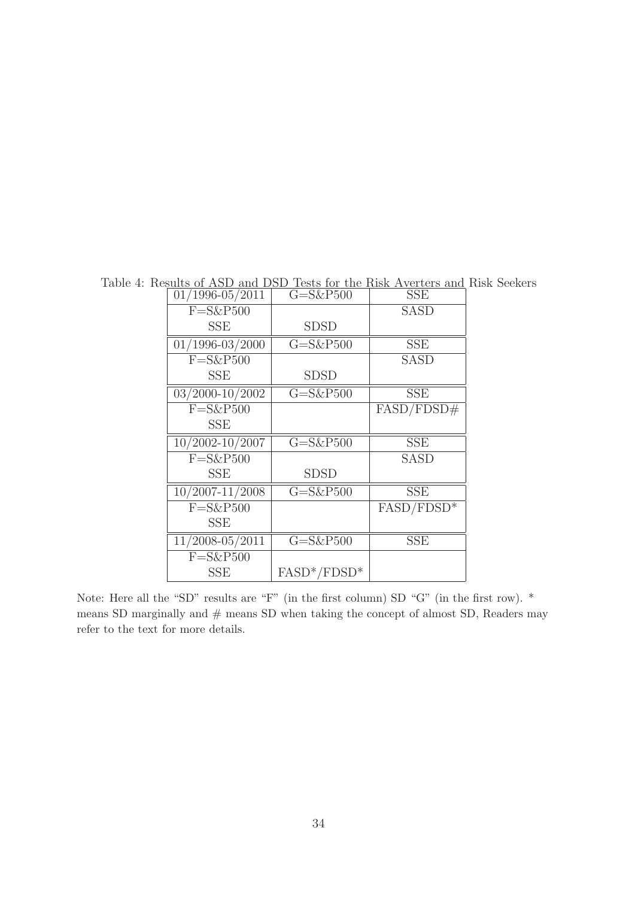Table 4: Results of ASD and DSD Tests for the Risk Averters and Risk Seekers

| 01/1996-05/2011 | G=S&P500 | SSE |
|---|---|---|
| F=S&P500 | | SASD |
| SSE | SDSD | |

| 01/1996-03/2000 | G=S&P500 | SSE |
|---|---|---|
| F=S&P500 | | SASD |
| SSE | SDSD | |

| 03/2000-10/2002 | G=S&P500 | SSE |
|---|---|---|
| F=S&P500 | | FASD/FDSD# |
| SSE | | |

| 10/2002-10/2007 | G=S&P500 | SSE |
|---|---|---|
| F=S&P500 | | SASD |
| SSE | SDSD | |

| 10/2007-11/2008 | G=S&P500 | SSE |
|---|---|---|
| F=S&P500 | | FASD/FDSD* |
| SSE | | |

| 11/2008-05/2011 | G=S&P500 | SSE |
|---|---|---|
| F=S&P500 | | |
| SSE | FASD*/FDSD* | |

Note: Here all the "SD" results are "F" (in the first column) SD "G" (in the first row). * means SD marginally and # means SD when taking the concept of almost SD, Readers may refer to the text for more details.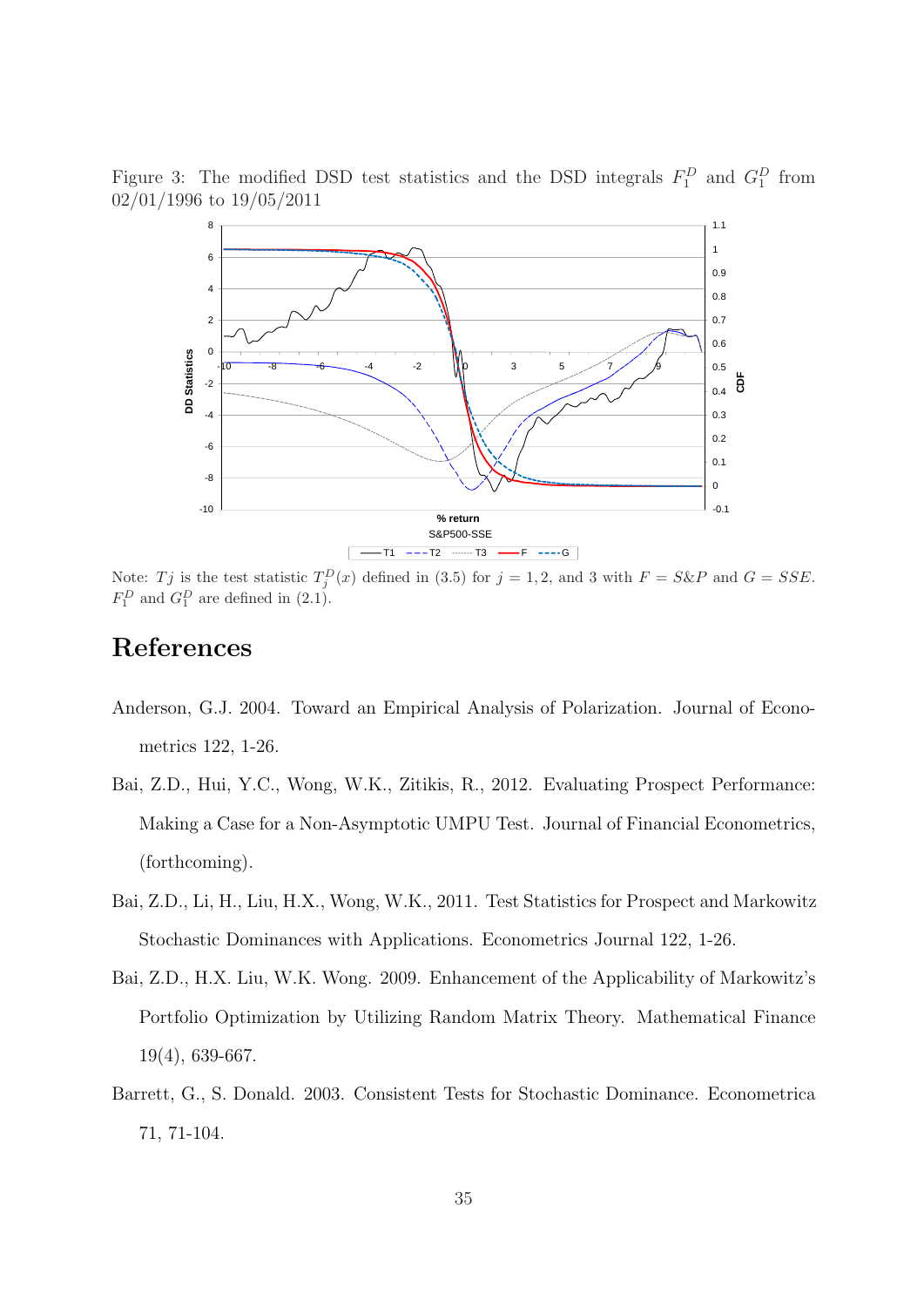Figure 3: The modified DSD test statistics and the DSD integrals $F_1^D$ and $G_1^D$ from 02/01/1996 to 19/05/2011

Note: $Tj$ is the test statistic $T_j^D(x)$ defined in (3.5) for $j = 1, 2$, and 3 with $F = S\&P$ and $G = SSE$. $F_1^D$ and $G_1^D$ are defined in (2.1).

# References

Anderson, G.J. 2004. Toward an Empirical Analysis of Polarization. Journal of Econometrics 122, 1-26.

Bai, Z.D., Hui, Y.C., Wong, W.K., Zitikis, R., 2012. Evaluating Prospect Performance: Making a Case for a Non-Asymptotic UMPU Test. Journal of Financial Econometrics, (forthcoming).

Bai, Z.D., Li, H., Liu, H.X., Wong, W.K., 2011. Test Statistics for Prospect and Markowitz Stochastic Dominances with Applications. Econometrics Journal 122, 1-26.

Bai, Z.D., H.X. Liu, W.K. Wong. 2009. Enhancement of the Applicability of Markowitz's Portfolio Optimization by Utilizing Random Matrix Theory. Mathematical Finance 19(4), 639-667.

Barrett, G., S. Donald. 2003. Consistent Tests for Stochastic Dominance. Econometrica 71, 71-104.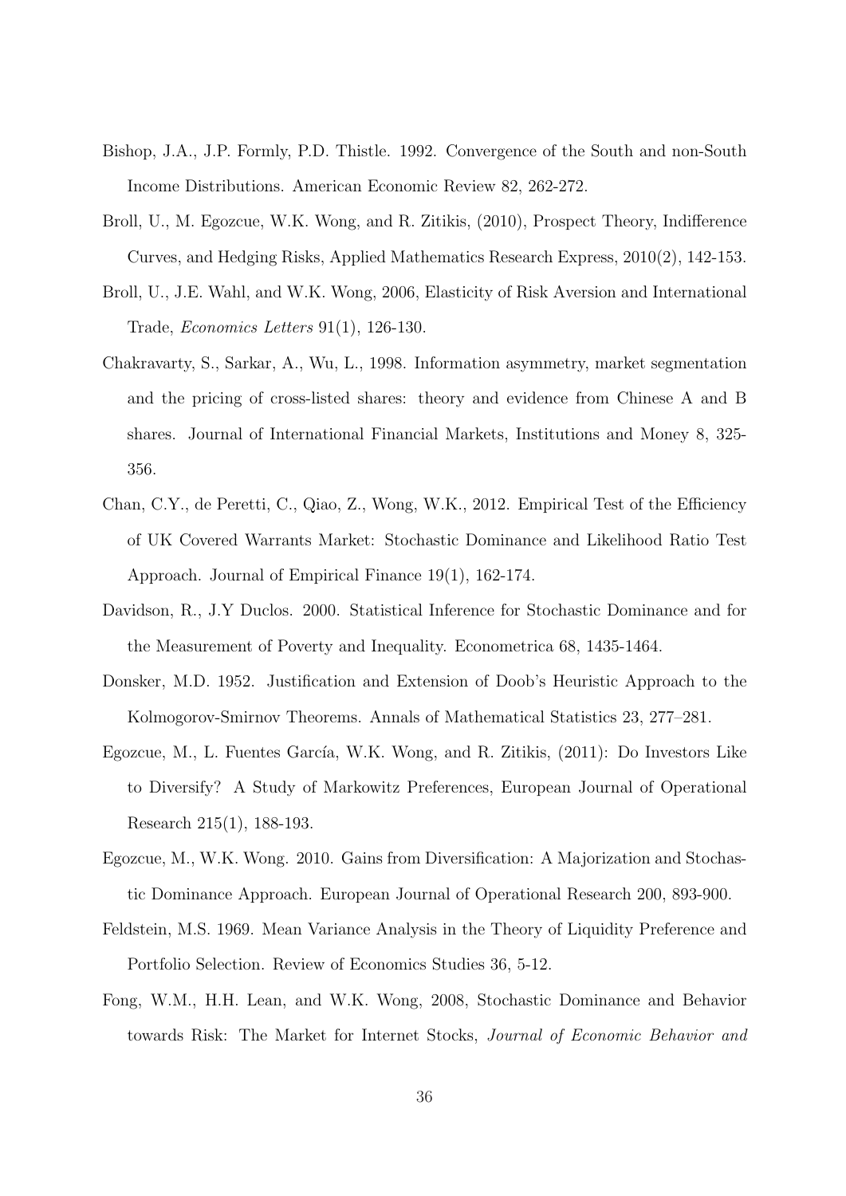Bishop, J.A., J.P. Formly, P.D. Thistle. 1992. Convergence of the South and non-South Income Distributions. American Economic Review 82, 262-272.

Broll, U., M. Egozcue, W.K. Wong, and R. Zitikis, (2010), Prospect Theory, Indifference Curves, and Hedging Risks, Applied Mathematics Research Express, 2010(2), 142-153.

Broll, U., J.E. Wahl, and W.K. Wong, 2006, Elasticity of Risk Aversion and International Trade, *Economics Letters* 91(1), 126-130.

Chakravarty, S., Sarkar, A., Wu, L., 1998. Information asymmetry, market segmentation and the pricing of cross-listed shares: theory and evidence from Chinese A and B shares. Journal of International Financial Markets, Institutions and Money 8, 325-356.

Chan, C.Y., de Peretti, C., Qiao, Z., Wong, W.K., 2012. Empirical Test of the Efficiency of UK Covered Warrants Market: Stochastic Dominance and Likelihood Ratio Test Approach. Journal of Empirical Finance 19(1), 162-174.

Davidson, R., J.Y Duclos. 2000. Statistical Inference for Stochastic Dominance and for the Measurement of Poverty and Inequality. Econometrica 68, 1435-1464.

Donsker, M.D. 1952. Justification and Extension of Doob's Heuristic Approach to the Kolmogorov-Smirnov Theorems. Annals of Mathematical Statistics 23, 277–281.

Egozcue, M., L. Fuentes García, W.K. Wong, and R. Zitikis, (2011): Do Investors Like to Diversify? A Study of Markowitz Preferences, European Journal of Operational Research 215(1), 188-193.

Egozcue, M., W.K. Wong. 2010. Gains from Diversification: A Majorization and Stochastic Dominance Approach. European Journal of Operational Research 200, 893-900.

Feldstein, M.S. 1969. Mean Variance Analysis in the Theory of Liquidity Preference and Portfolio Selection. Review of Economics Studies 36, 5-12.

Fong, W.M., H.H. Lean, and W.K. Wong, 2008, Stochastic Dominance and Behavior towards Risk: The Market for Internet Stocks, *Journal of Economic Behavior and*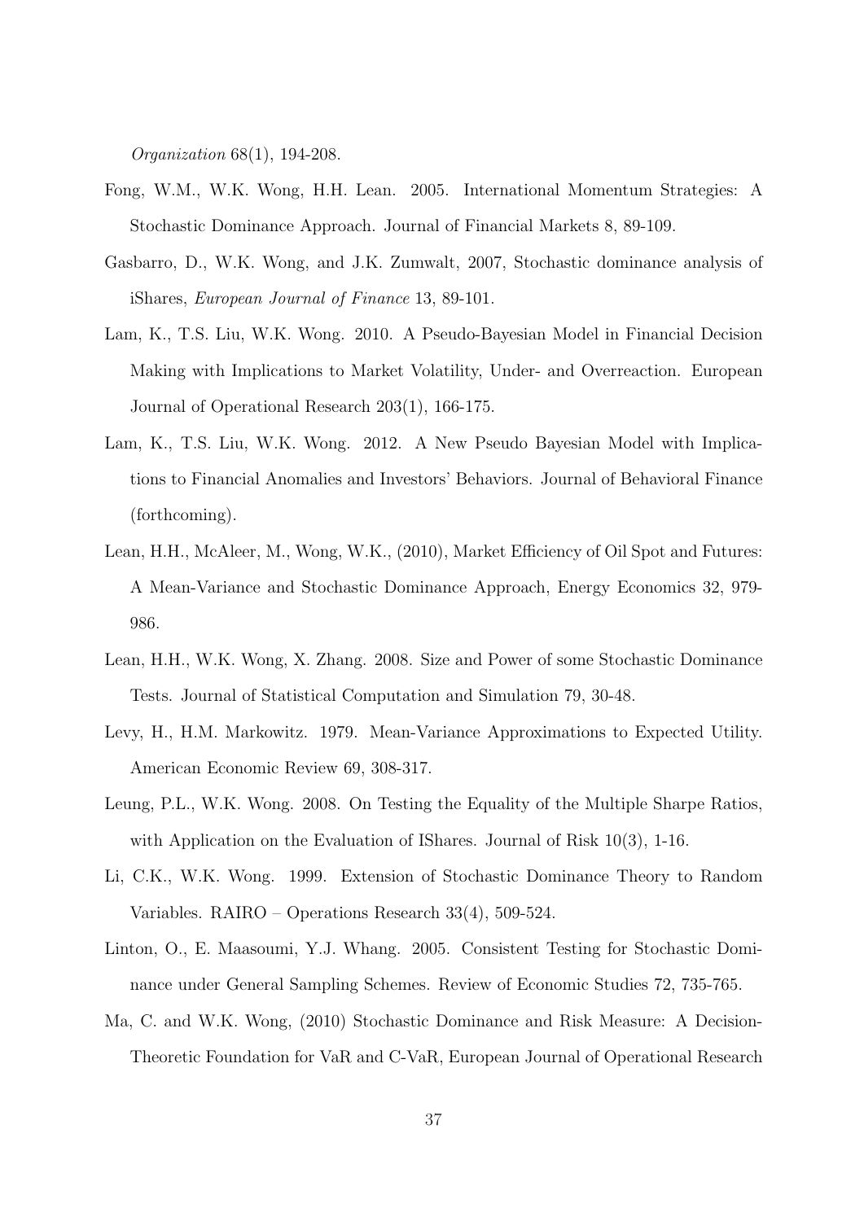*Organization* 68(1), 194-208.

Fong, W.M., W.K. Wong, H.H. Lean. 2005. International Momentum Strategies: A Stochastic Dominance Approach. Journal of Financial Markets 8, 89-109.

Gasbarro, D., W.K. Wong, and J.K. Zumwalt, 2007, Stochastic dominance analysis of iShares, *European Journal of Finance* 13, 89-101.

Lam, K., T.S. Liu, W.K. Wong. 2010. A Pseudo-Bayesian Model in Financial Decision Making with Implications to Market Volatility, Under- and Overreaction. European Journal of Operational Research 203(1), 166-175.

Lam, K., T.S. Liu, W.K. Wong. 2012. A New Pseudo Bayesian Model with Implications to Financial Anomalies and Investors' Behaviors. Journal of Behavioral Finance (forthcoming).

Lean, H.H., McAleer, M., Wong, W.K., (2010), Market Efficiency of Oil Spot and Futures: A Mean-Variance and Stochastic Dominance Approach, Energy Economics 32, 979-986.

Lean, H.H., W.K. Wong, X. Zhang. 2008. Size and Power of some Stochastic Dominance Tests. Journal of Statistical Computation and Simulation 79, 30-48.

Levy, H., H.M. Markowitz. 1979. Mean-Variance Approximations to Expected Utility. American Economic Review 69, 308-317.

Leung, P.L., W.K. Wong. 2008. On Testing the Equality of the Multiple Sharpe Ratios, with Application on the Evaluation of IShares. Journal of Risk 10(3), 1-16.

Li, C.K., W.K. Wong. 1999. Extension of Stochastic Dominance Theory to Random Variables. RAIRO – Operations Research 33(4), 509-524.

Linton, O., E. Maasoumi, Y.J. Whang. 2005. Consistent Testing for Stochastic Dominance under General Sampling Schemes. Review of Economic Studies 72, 735-765.

Ma, C. and W.K. Wong, (2010) Stochastic Dominance and Risk Measure: A Decision-Theoretic Foundation for VaR and C-VaR, European Journal of Operational Research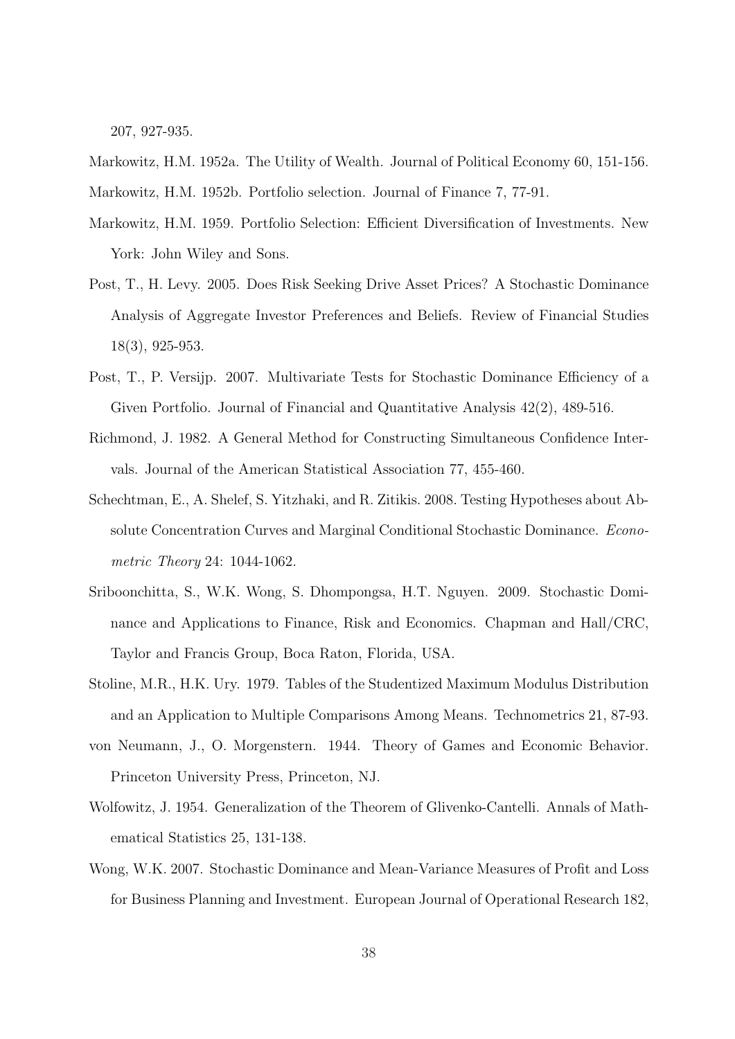207, 927-935.

Markowitz, H.M. 1952a. The Utility of Wealth. Journal of Political Economy 60, 151-156.

Markowitz, H.M. 1952b. Portfolio selection. Journal of Finance 7, 77-91.

Markowitz, H.M. 1959. Portfolio Selection: Efficient Diversification of Investments. New York: John Wiley and Sons.

Post, T., H. Levy. 2005. Does Risk Seeking Drive Asset Prices? A Stochastic Dominance Analysis of Aggregate Investor Preferences and Beliefs. Review of Financial Studies 18(3), 925-953.

Post, T., P. Versijp. 2007. Multivariate Tests for Stochastic Dominance Efficiency of a Given Portfolio. Journal of Financial and Quantitative Analysis 42(2), 489-516.

Richmond, J. 1982. A General Method for Constructing Simultaneous Confidence Intervals. Journal of the American Statistical Association 77, 455-460.

Schechtman, E., A. Shelef, S. Yitzhaki, and R. Zitikis. 2008. Testing Hypotheses about Absolute Concentration Curves and Marginal Conditional Stochastic Dominance. *Econometric Theory* 24: 1044-1062.

Sriboonchitta, S., W.K. Wong, S. Dhompongsa, H.T. Nguyen. 2009. Stochastic Dominance and Applications to Finance, Risk and Economics. Chapman and Hall/CRC, Taylor and Francis Group, Boca Raton, Florida, USA.

Stoline, M.R., H.K. Ury. 1979. Tables of the Studentized Maximum Modulus Distribution and an Application to Multiple Comparisons Among Means. Technometrics 21, 87-93.

von Neumann, J., O. Morgenstern. 1944. Theory of Games and Economic Behavior. Princeton University Press, Princeton, NJ.

Wolfowitz, J. 1954. Generalization of the Theorem of Glivenko-Cantelli. Annals of Mathematical Statistics 25, 131-138.

Wong, W.K. 2007. Stochastic Dominance and Mean-Variance Measures of Profit and Loss for Business Planning and Investment. European Journal of Operational Research 182,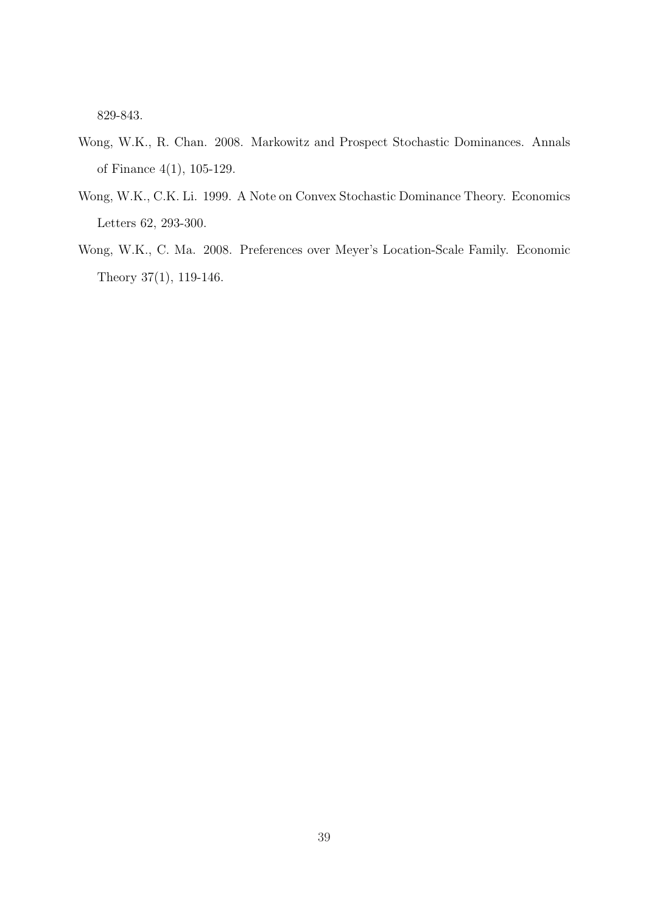829-843.

Wong, W.K., R. Chan. 2008. Markowitz and Prospect Stochastic Dominances. Annals of Finance 4(1), 105-129.

Wong, W.K., C.K. Li. 1999. A Note on Convex Stochastic Dominance Theory. Economics Letters 62, 293-300.

Wong, W.K., C. Ma. 2008. Preferences over Meyer's Location-Scale Family. Economic Theory 37(1), 119-146.